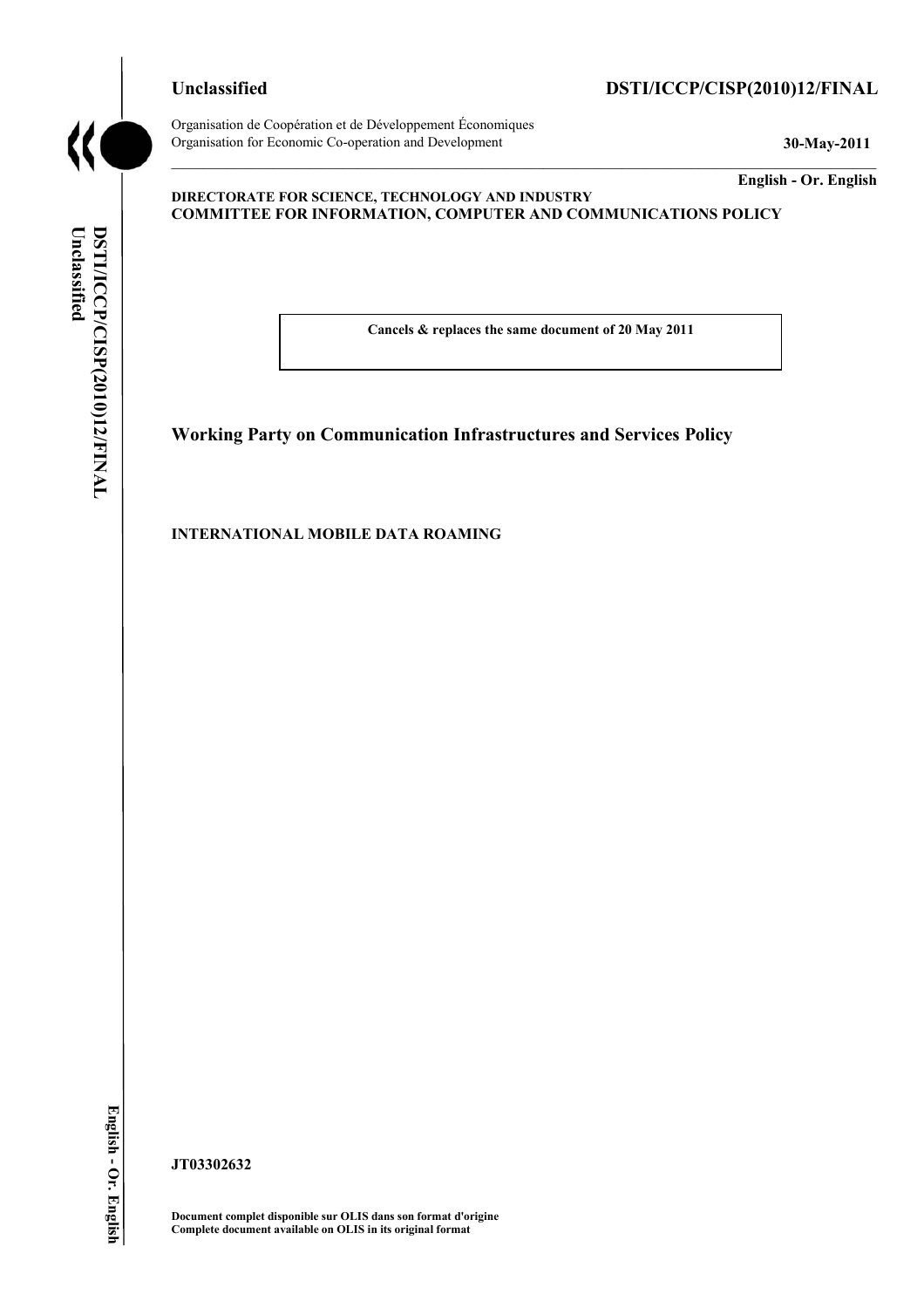**Unclassified** **DSTI/ICCP/CISP(2010)12/FINAL**

Organisation de Coopération et de Développement Économiques
Organisation for Economic Co-operation and Development

**30-May-2011**

**English - Or. English**

**DIRECTORATE FOR SCIENCE, TECHNOLOGY AND INDUSTRY**
**COMMITTEE FOR INFORMATION, COMPUTER AND COMMUNICATIONS POLICY**

**Cancels & replaces the same document of 20 May 2011**

## Working Party on Communication Infrastructures and Services Policy

**INTERNATIONAL MOBILE DATA ROAMING**

**JT03302632**

**Document complet disponible sur OLIS dans son format d'origine**
**Complete document available on OLIS in its original format**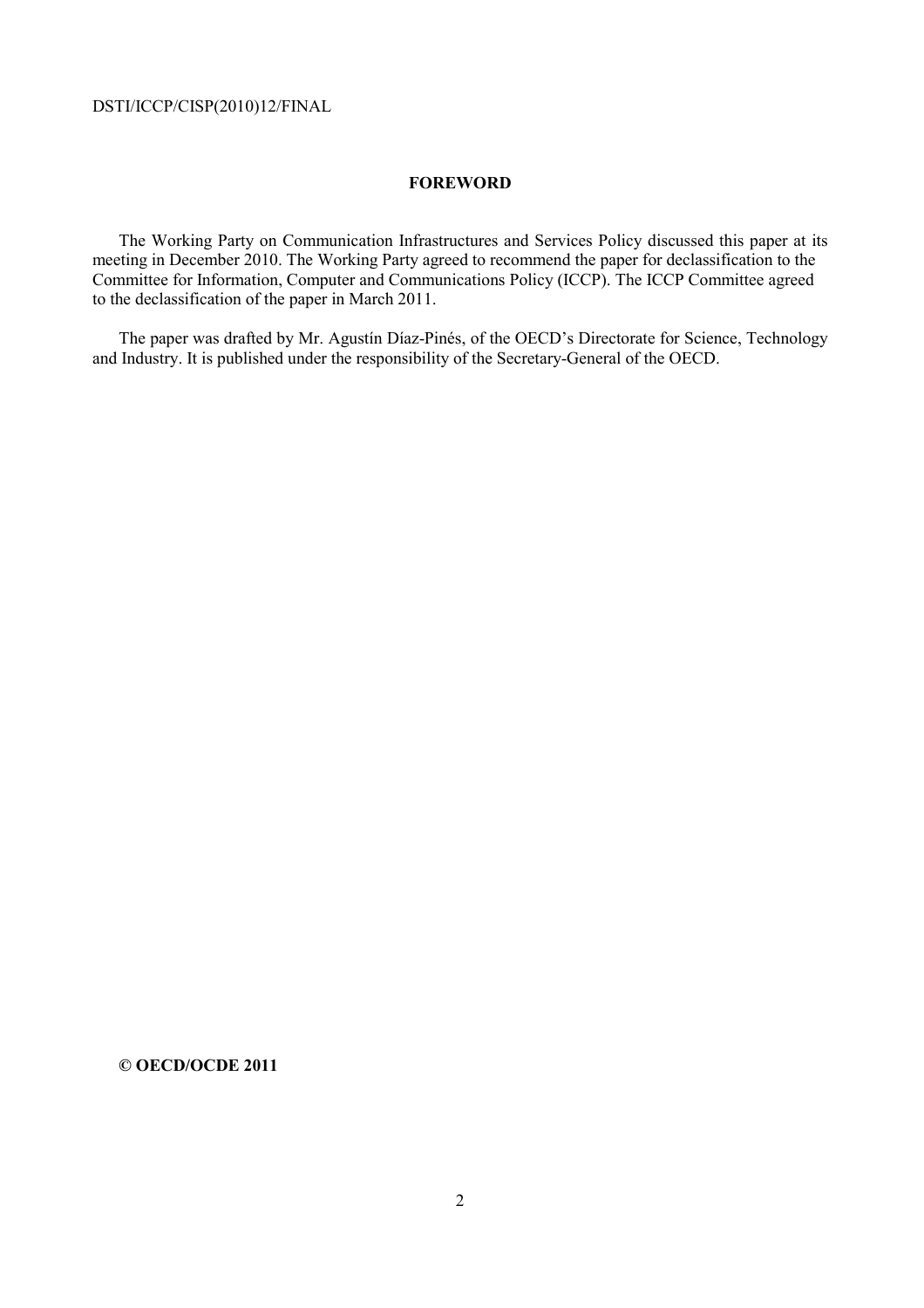## FOREWORD

The Working Party on Communication Infrastructures and Services Policy discussed this paper at its meeting in December 2010. The Working Party agreed to recommend the paper for declassification to the Committee for Information, Computer and Communications Policy (ICCP). The ICCP Committee agreed to the declassification of the paper in March 2011.

The paper was drafted by Mr. Agustín Díaz-Pinés, of the OECD's Directorate for Science, Technology and Industry. It is published under the responsibility of the Secretary-General of the OECD.

**© OECD/OCDE 2011**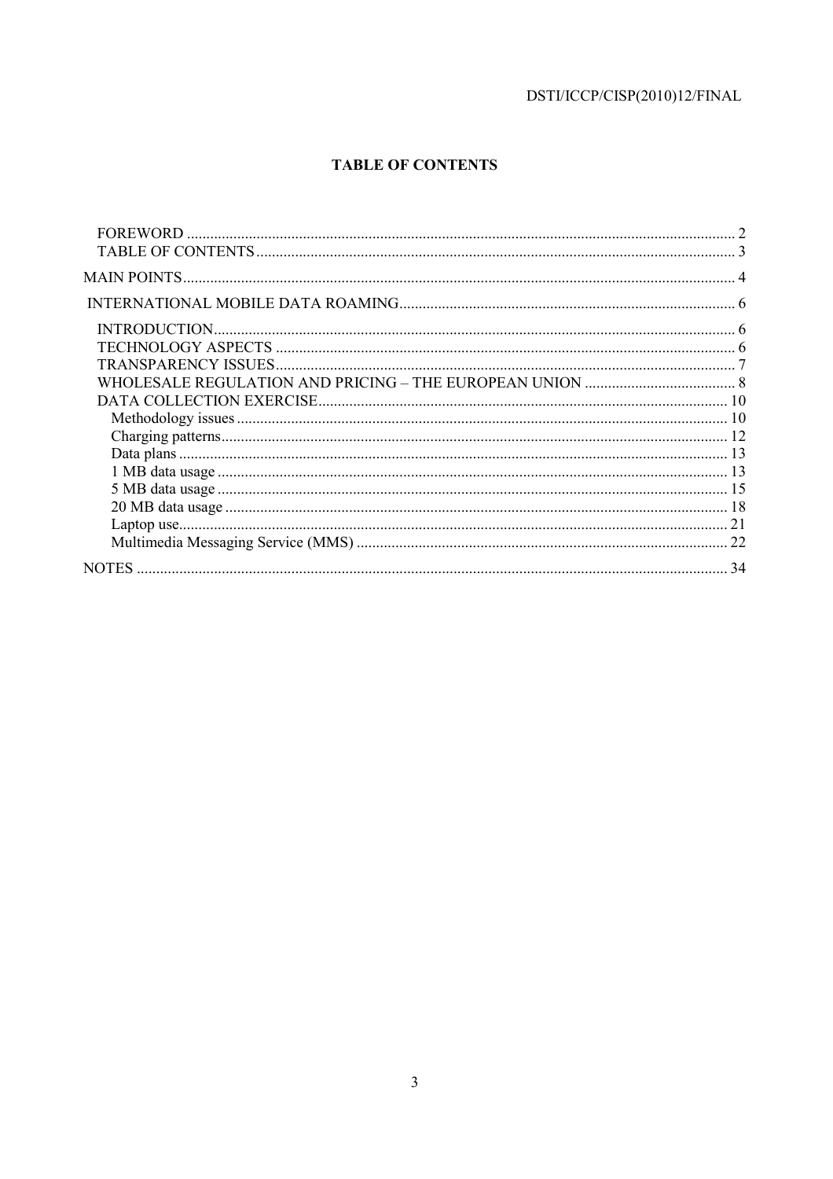# TABLE OF CONTENTS

- FOREWORD ... 2
- TABLE OF CONTENTS ... 3

MAIN POINTS ... 4

INTERNATIONAL MOBILE DATA ROAMING ... 6

- INTRODUCTION ... 6
- TECHNOLOGY ASPECTS ... 6
- TRANSPARENCY ISSUES ... 7
- WHOLESALE REGULATION AND PRICING – THE EUROPEAN UNION ... 8
- DATA COLLECTION EXERCISE ... 10
  - Methodology issues ... 10
  - Charging patterns ... 12
  - Data plans ... 13
  - 1 MB data usage ... 13
  - 5 MB data usage ... 15
  - 20 MB data usage ... 18
  - Laptop use ... 21
  - Multimedia Messaging Service (MMS) ... 22

NOTES ... 34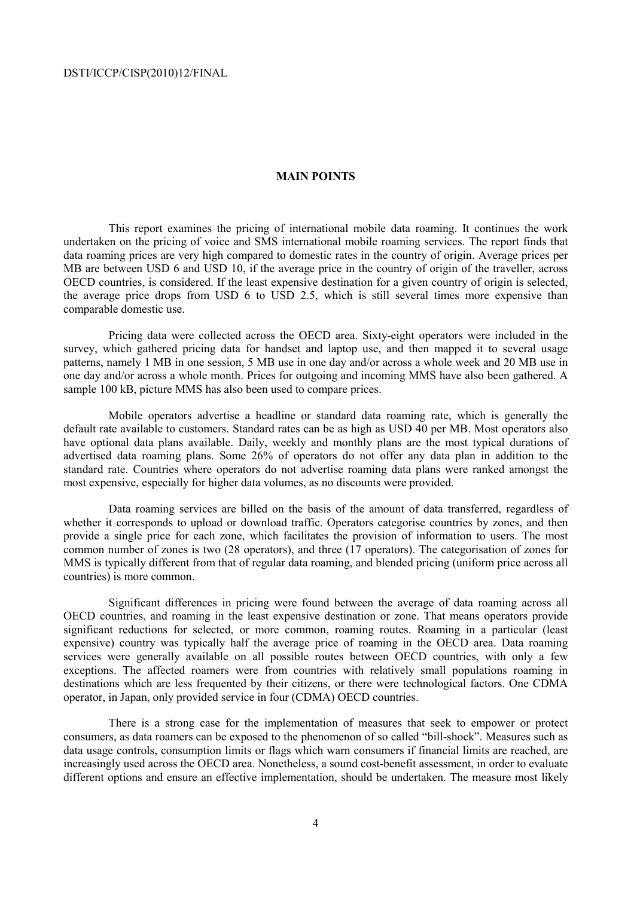## MAIN POINTS

This report examines the pricing of international mobile data roaming. It continues the work undertaken on the pricing of voice and SMS international mobile roaming services. The report finds that data roaming prices are very high compared to domestic rates in the country of origin. Average prices per MB are between USD 6 and USD 10, if the average price in the country of origin of the traveller, across OECD countries, is considered. If the least expensive destination for a given country of origin is selected, the average price drops from USD 6 to USD 2.5, which is still several times more expensive than comparable domestic use.

Pricing data were collected across the OECD area. Sixty-eight operators were included in the survey, which gathered pricing data for handset and laptop use, and then mapped it to several usage patterns, namely 1 MB in one session, 5 MB use in one day and/or across a whole week and 20 MB use in one day and/or across a whole month. Prices for outgoing and incoming MMS have also been gathered. A sample 100 kB, picture MMS has also been used to compare prices.

Mobile operators advertise a headline or standard data roaming rate, which is generally the default rate available to customers. Standard rates can be as high as USD 40 per MB. Most operators also have optional data plans available. Daily, weekly and monthly plans are the most typical durations of advertised data roaming plans. Some 26% of operators do not offer any data plan in addition to the standard rate. Countries where operators do not advertise roaming data plans were ranked amongst the most expensive, especially for higher data volumes, as no discounts were provided.

Data roaming services are billed on the basis of the amount of data transferred, regardless of whether it corresponds to upload or download traffic. Operators categorise countries by zones, and then provide a single price for each zone, which facilitates the provision of information to users. The most common number of zones is two (28 operators), and three (17 operators). The categorisation of zones for MMS is typically different from that of regular data roaming, and blended pricing (uniform price across all countries) is more common.

Significant differences in pricing were found between the average of data roaming across all OECD countries, and roaming in the least expensive destination or zone. That means operators provide significant reductions for selected, or more common, roaming routes. Roaming in a particular (least expensive) country was typically half the average price of roaming in the OECD area. Data roaming services were generally available on all possible routes between OECD countries, with only a few exceptions. The affected roamers were from countries with relatively small populations roaming in destinations which are less frequented by their citizens, or there were technological factors. One CDMA operator, in Japan, only provided service in four (CDMA) OECD countries.

There is a strong case for the implementation of measures that seek to empower or protect consumers, as data roamers can be exposed to the phenomenon of so called "bill-shock". Measures such as data usage controls, consumption limits or flags which warn consumers if financial limits are reached, are increasingly used across the OECD area. Nonetheless, a sound cost-benefit assessment, in order to evaluate different options and ensure an effective implementation, should be undertaken. The measure most likely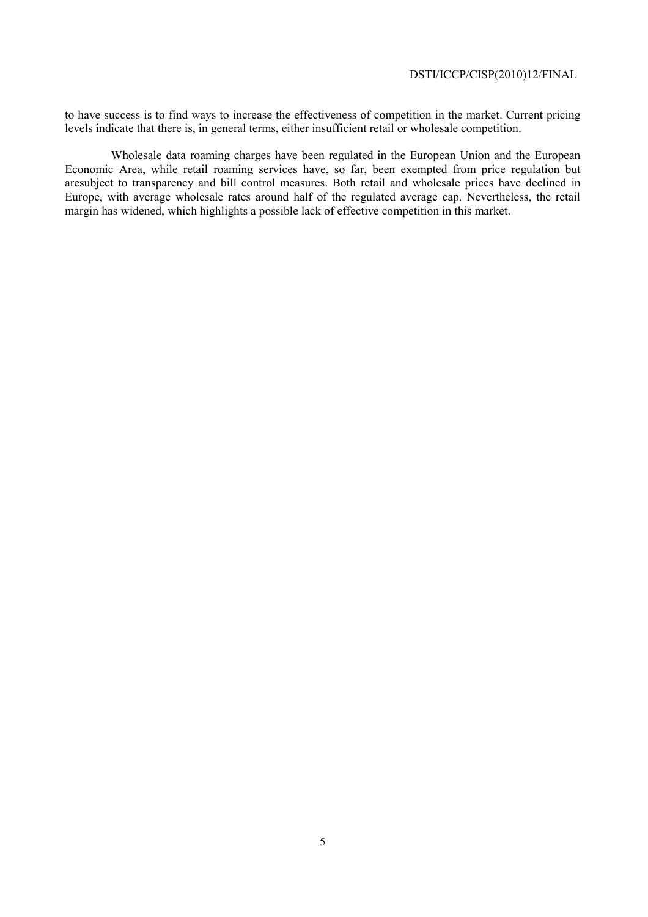to have success is to find ways to increase the effectiveness of competition in the market. Current pricing levels indicate that there is, in general terms, either insufficient retail or wholesale competition.

Wholesale data roaming charges have been regulated in the European Union and the European Economic Area, while retail roaming services have, so far, been exempted from price regulation but aresubject to transparency and bill control measures. Both retail and wholesale prices have declined in Europe, with average wholesale rates around half of the regulated average cap. Nevertheless, the retail margin has widened, which highlights a possible lack of effective competition in this market.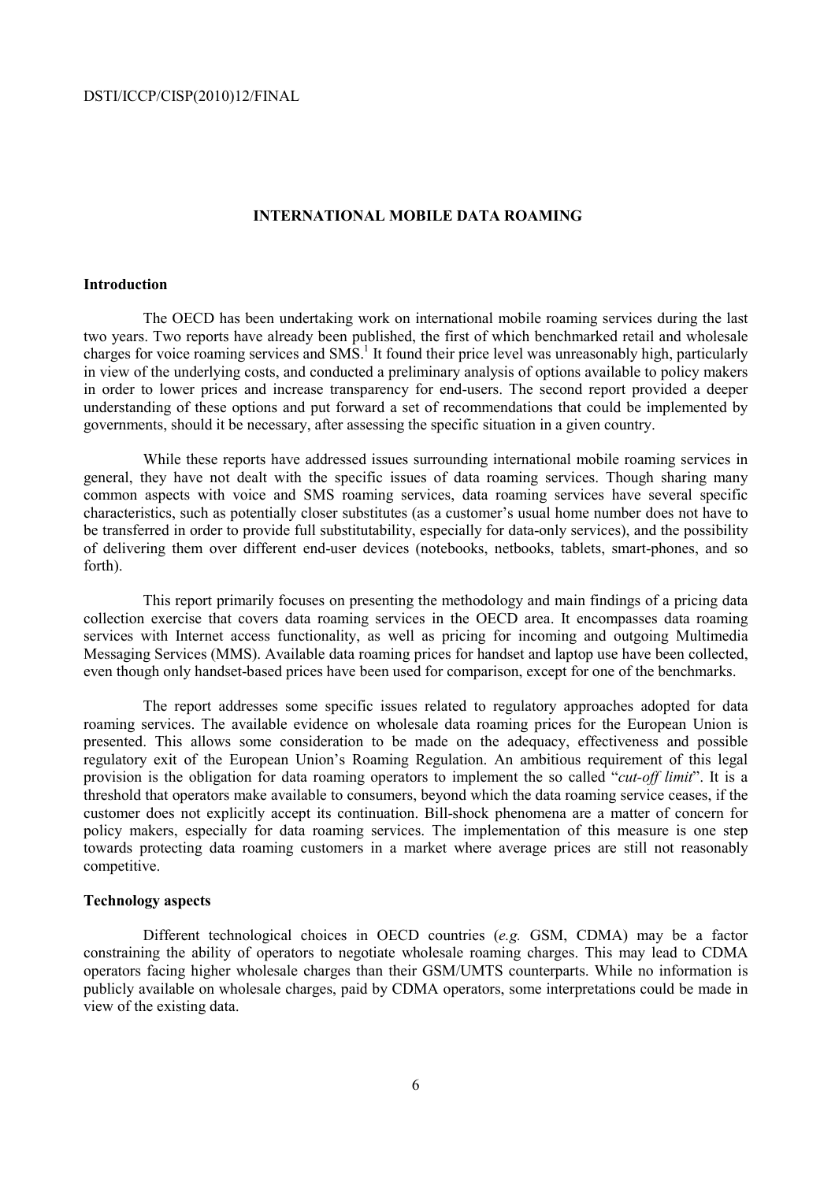## INTERNATIONAL MOBILE DATA ROAMING

### Introduction

The OECD has been undertaking work on international mobile roaming services during the last two years. Two reports have already been published, the first of which benchmarked retail and wholesale charges for voice roaming services and SMS.[1] It found their price level was unreasonably high, particularly in view of the underlying costs, and conducted a preliminary analysis of options available to policy makers in order to lower prices and increase transparency for end-users. The second report provided a deeper understanding of these options and put forward a set of recommendations that could be implemented by governments, should it be necessary, after assessing the specific situation in a given country.

While these reports have addressed issues surrounding international mobile roaming services in general, they have not dealt with the specific issues of data roaming services. Though sharing many common aspects with voice and SMS roaming services, data roaming services have several specific characteristics, such as potentially closer substitutes (as a customer's usual home number does not have to be transferred in order to provide full substitutability, especially for data-only services), and the possibility of delivering them over different end-user devices (notebooks, netbooks, tablets, smart-phones, and so forth).

This report primarily focuses on presenting the methodology and main findings of a pricing data collection exercise that covers data roaming services in the OECD area. It encompasses data roaming services with Internet access functionality, as well as pricing for incoming and outgoing Multimedia Messaging Services (MMS). Available data roaming prices for handset and laptop use have been collected, even though only handset-based prices have been used for comparison, except for one of the benchmarks.

The report addresses some specific issues related to regulatory approaches adopted for data roaming services. The available evidence on wholesale data roaming prices for the European Union is presented. This allows some consideration to be made on the adequacy, effectiveness and possible regulatory exit of the European Union's Roaming Regulation. An ambitious requirement of this legal provision is the obligation for data roaming operators to implement the so called "*cut-off limit*". It is a threshold that operators make available to consumers, beyond which the data roaming service ceases, if the customer does not explicitly accept its continuation. Bill-shock phenomena are a matter of concern for policy makers, especially for data roaming services. The implementation of this measure is one step towards protecting data roaming customers in a market where average prices are still not reasonably competitive.

### Technology aspects

Different technological choices in OECD countries (*e.g.* GSM, CDMA) may be a factor constraining the ability of operators to negotiate wholesale roaming charges. This may lead to CDMA operators facing higher wholesale charges than their GSM/UMTS counterparts. While no information is publicly available on wholesale charges, paid by CDMA operators, some interpretations could be made in view of the existing data.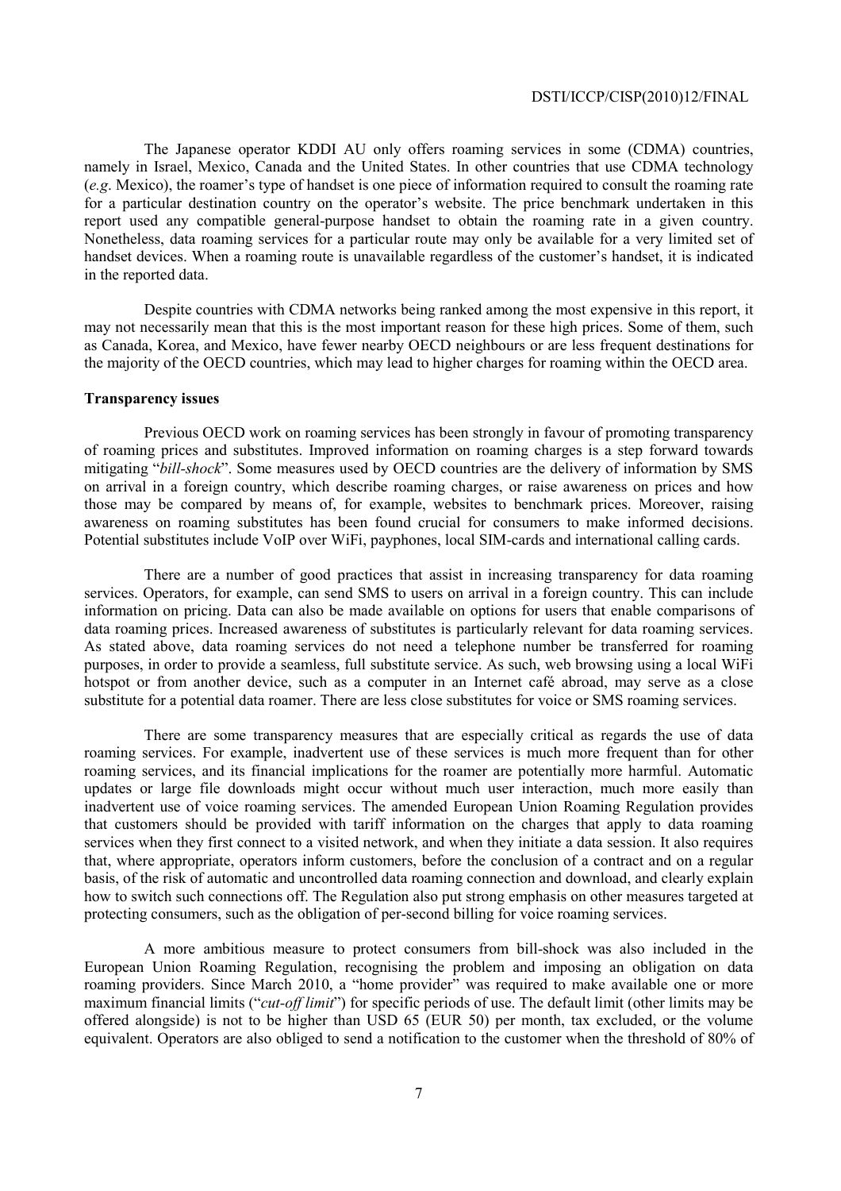The Japanese operator KDDI AU only offers roaming services in some (CDMA) countries, namely in Israel, Mexico, Canada and the United States. In other countries that use CDMA technology (*e.g*. Mexico), the roamer's type of handset is one piece of information required to consult the roaming rate for a particular destination country on the operator's website. The price benchmark undertaken in this report used any compatible general-purpose handset to obtain the roaming rate in a given country. Nonetheless, data roaming services for a particular route may only be available for a very limited set of handset devices. When a roaming route is unavailable regardless of the customer's handset, it is indicated in the reported data.

Despite countries with CDMA networks being ranked among the most expensive in this report, it may not necessarily mean that this is the most important reason for these high prices. Some of them, such as Canada, Korea, and Mexico, have fewer nearby OECD neighbours or are less frequent destinations for the majority of the OECD countries, which may lead to higher charges for roaming within the OECD area.

**Transparency issues**

Previous OECD work on roaming services has been strongly in favour of promoting transparency of roaming prices and substitutes. Improved information on roaming charges is a step forward towards mitigating "*bill-shock*". Some measures used by OECD countries are the delivery of information by SMS on arrival in a foreign country, which describe roaming charges, or raise awareness on prices and how those may be compared by means of, for example, websites to benchmark prices. Moreover, raising awareness on roaming substitutes has been found crucial for consumers to make informed decisions. Potential substitutes include VoIP over WiFi, payphones, local SIM-cards and international calling cards.

There are a number of good practices that assist in increasing transparency for data roaming services. Operators, for example, can send SMS to users on arrival in a foreign country. This can include information on pricing. Data can also be made available on options for users that enable comparisons of data roaming prices. Increased awareness of substitutes is particularly relevant for data roaming services. As stated above, data roaming services do not need a telephone number be transferred for roaming purposes, in order to provide a seamless, full substitute service. As such, web browsing using a local WiFi hotspot or from another device, such as a computer in an Internet café abroad, may serve as a close substitute for a potential data roamer. There are less close substitutes for voice or SMS roaming services.

There are some transparency measures that are especially critical as regards the use of data roaming services. For example, inadvertent use of these services is much more frequent than for other roaming services, and its financial implications for the roamer are potentially more harmful. Automatic updates or large file downloads might occur without much user interaction, much more easily than inadvertent use of voice roaming services. The amended European Union Roaming Regulation provides that customers should be provided with tariff information on the charges that apply to data roaming services when they first connect to a visited network, and when they initiate a data session. It also requires that, where appropriate, operators inform customers, before the conclusion of a contract and on a regular basis, of the risk of automatic and uncontrolled data roaming connection and download, and clearly explain how to switch such connections off. The Regulation also put strong emphasis on other measures targeted at protecting consumers, such as the obligation of per-second billing for voice roaming services.

A more ambitious measure to protect consumers from bill-shock was also included in the European Union Roaming Regulation, recognising the problem and imposing an obligation on data roaming providers. Since March 2010, a "home provider" was required to make available one or more maximum financial limits ("*cut-off limit*") for specific periods of use. The default limit (other limits may be offered alongside) is not to be higher than USD 65 (EUR 50) per month, tax excluded, or the volume equivalent. Operators are also obliged to send a notification to the customer when the threshold of 80% of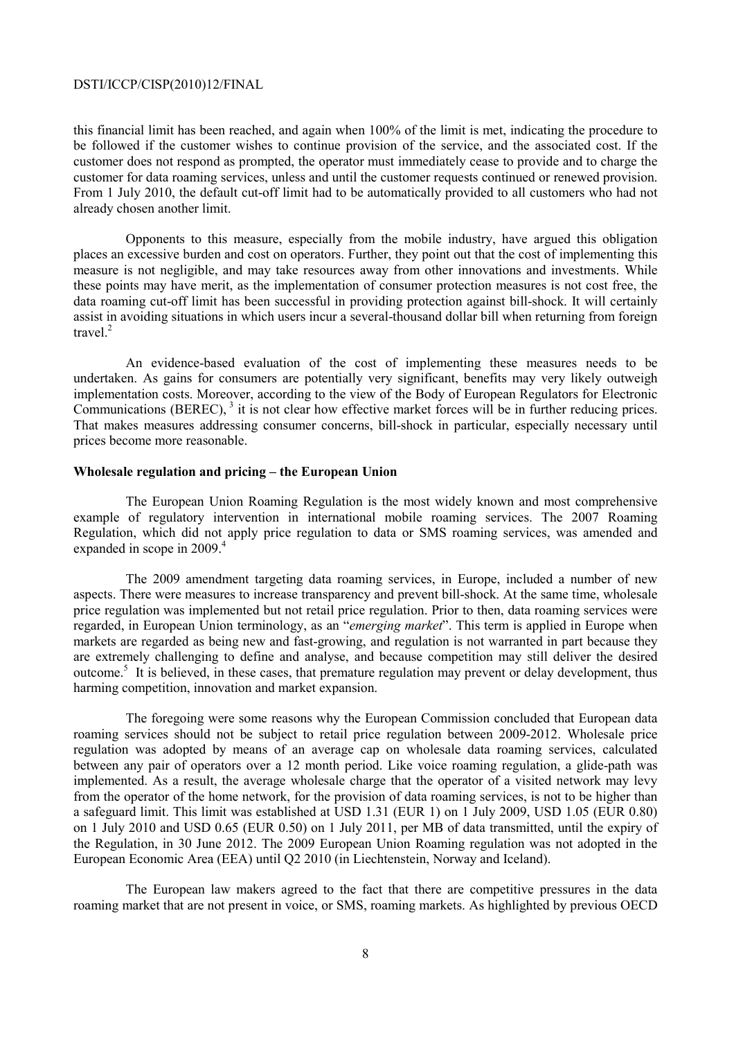this financial limit has been reached, and again when 100% of the limit is met, indicating the procedure to be followed if the customer wishes to continue provision of the service, and the associated cost. If the customer does not respond as prompted, the operator must immediately cease to provide and to charge the customer for data roaming services, unless and until the customer requests continued or renewed provision. From 1 July 2010, the default cut-off limit had to be automatically provided to all customers who had not already chosen another limit.

Opponents to this measure, especially from the mobile industry, have argued this obligation places an excessive burden and cost on operators. Further, they point out that the cost of implementing this measure is not negligible, and may take resources away from other innovations and investments. While these points may have merit, as the implementation of consumer protection measures is not cost free, the data roaming cut-off limit has been successful in providing protection against bill-shock. It will certainly assist in avoiding situations in which users incur a several-thousand dollar bill when returning from foreign travel.[2]

An evidence-based evaluation of the cost of implementing these measures needs to be undertaken. As gains for consumers are potentially very significant, benefits may very likely outweigh implementation costs. Moreover, according to the view of the Body of European Regulators for Electronic Communications (BEREC),[3] it is not clear how effective market forces will be in further reducing prices. That makes measures addressing consumer concerns, bill-shock in particular, especially necessary until prices become more reasonable.

**Wholesale regulation and pricing – the European Union**

The European Union Roaming Regulation is the most widely known and most comprehensive example of regulatory intervention in international mobile roaming services. The 2007 Roaming Regulation, which did not apply price regulation to data or SMS roaming services, was amended and expanded in scope in 2009.[4]

The 2009 amendment targeting data roaming services, in Europe, included a number of new aspects. There were measures to increase transparency and prevent bill-shock. At the same time, wholesale price regulation was implemented but not retail price regulation. Prior to then, data roaming services were regarded, in European Union terminology, as an "*emerging market*". This term is applied in Europe when markets are regarded as being new and fast-growing, and regulation is not warranted in part because they are extremely challenging to define and analyse, and because competition may still deliver the desired outcome.[5] It is believed, in these cases, that premature regulation may prevent or delay development, thus harming competition, innovation and market expansion.

The foregoing were some reasons why the European Commission concluded that European data roaming services should not be subject to retail price regulation between 2009-2012. Wholesale price regulation was adopted by means of an average cap on wholesale data roaming services, calculated between any pair of operators over a 12 month period. Like voice roaming regulation, a glide-path was implemented. As a result, the average wholesale charge that the operator of a visited network may levy from the operator of the home network, for the provision of data roaming services, is not to be higher than a safeguard limit. This limit was established at USD 1.31 (EUR 1) on 1 July 2009, USD 1.05 (EUR 0.80) on 1 July 2010 and USD 0.65 (EUR 0.50) on 1 July 2011, per MB of data transmitted, until the expiry of the Regulation, in 30 June 2012. The 2009 European Union Roaming regulation was not adopted in the European Economic Area (EEA) until Q2 2010 (in Liechtenstein, Norway and Iceland).

The European law makers agreed to the fact that there are competitive pressures in the data roaming market that are not present in voice, or SMS, roaming markets. As highlighted by previous OECD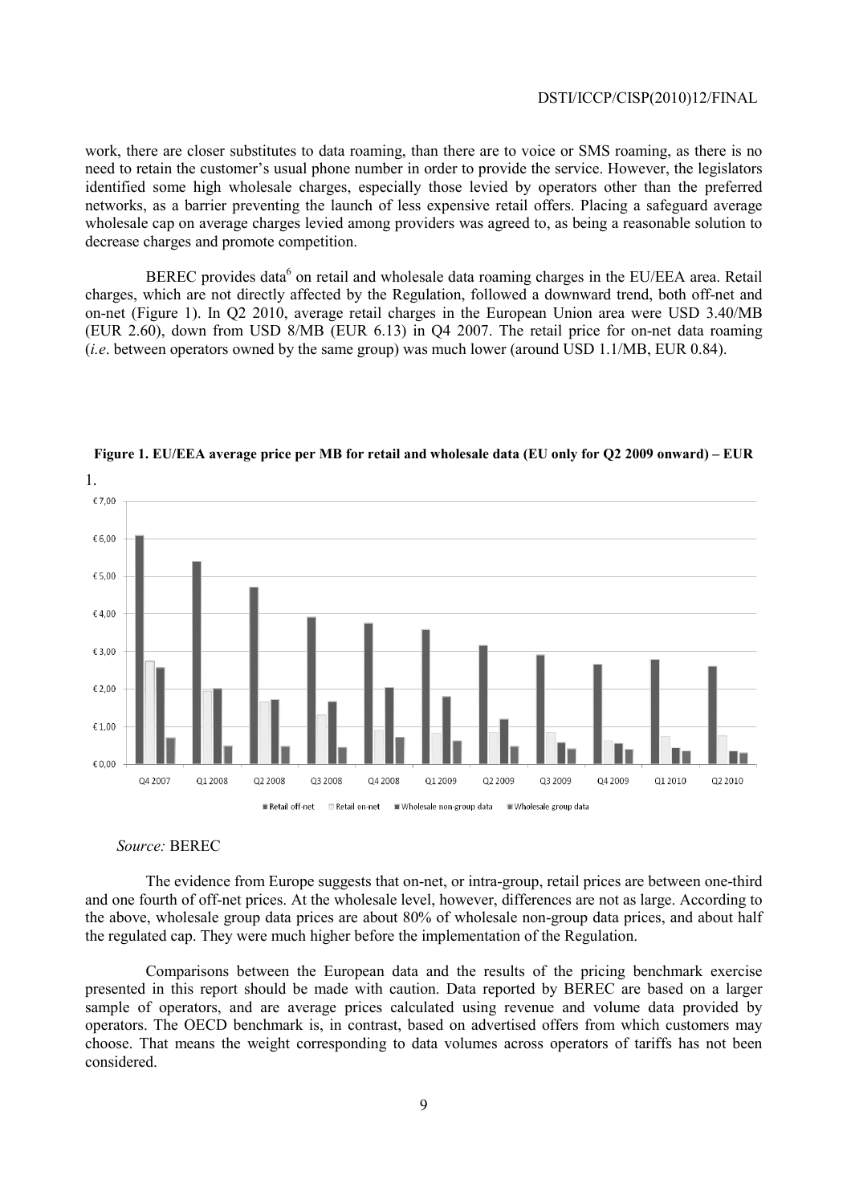work, there are closer substitutes to data roaming, than there are to voice or SMS roaming, as there is no need to retain the customer's usual phone number in order to provide the service. However, the legislators identified some high wholesale charges, especially those levied by operators other than the preferred networks, as a barrier preventing the launch of less expensive retail offers. Placing a safeguard average wholesale cap on average charges levied among providers was agreed to, as being a reasonable solution to decrease charges and promote competition.

BEREC provides data[6] on retail and wholesale data roaming charges in the EU/EEA area. Retail charges, which are not directly affected by the Regulation, followed a downward trend, both off-net and on-net (Figure 1). In Q2 2010, average retail charges in the European Union area were USD 3.40/MB (EUR 2.60), down from USD 8/MB (EUR 6.13) in Q4 2007. The retail price for on-net data roaming (*i.e*. between operators owned by the same group) was much lower (around USD 1.1/MB, EUR 0.84).

**Figure 1. EU/EEA average price per MB for retail and wholesale data (EU only for Q2 2009 onward) – EUR**

1.

*Source:* BEREC

The evidence from Europe suggests that on-net, or intra-group, retail prices are between one-third and one fourth of off-net prices. At the wholesale level, however, differences are not as large. According to the above, wholesale group data prices are about 80% of wholesale non-group data prices, and about half the regulated cap. They were much higher before the implementation of the Regulation.

Comparisons between the European data and the results of the pricing benchmark exercise presented in this report should be made with caution. Data reported by BEREC are based on a larger sample of operators, and are average prices calculated using revenue and volume data provided by operators. The OECD benchmark is, in contrast, based on advertised offers from which customers may choose. That means the weight corresponding to data volumes across operators of tariffs has not been considered.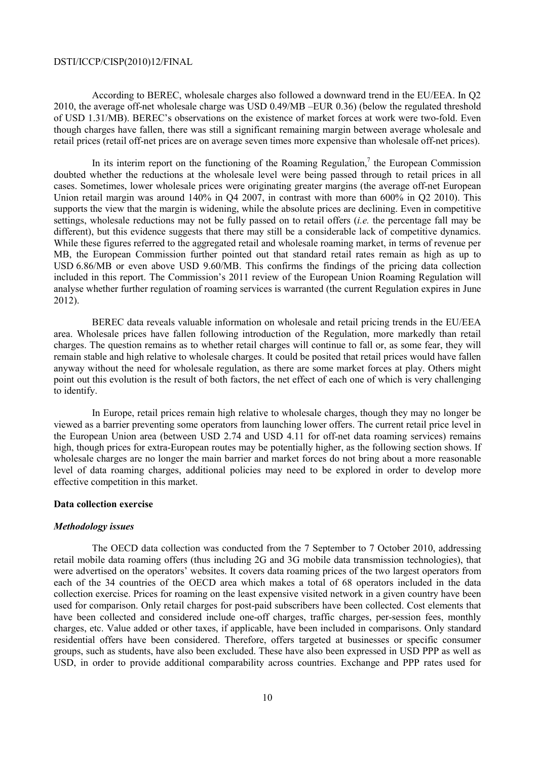According to BEREC, wholesale charges also followed a downward trend in the EU/EEA. In Q2 2010, the average off-net wholesale charge was USD 0.49/MB –EUR 0.36) (below the regulated threshold of USD 1.31/MB). BEREC's observations on the existence of market forces at work were two-fold. Even though charges have fallen, there was still a significant remaining margin between average wholesale and retail prices (retail off-net prices are on average seven times more expensive than wholesale off-net prices).

In its interim report on the functioning of the Roaming Regulation,[7] the European Commission doubted whether the reductions at the wholesale level were being passed through to retail prices in all cases. Sometimes, lower wholesale prices were originating greater margins (the average off-net European Union retail margin was around 140% in Q4 2007, in contrast with more than 600% in Q2 2010). This supports the view that the margin is widening, while the absolute prices are declining. Even in competitive settings, wholesale reductions may not be fully passed on to retail offers (*i.e.* the percentage fall may be different), but this evidence suggests that there may still be a considerable lack of competitive dynamics. While these figures referred to the aggregated retail and wholesale roaming market, in terms of revenue per MB, the European Commission further pointed out that standard retail rates remain as high as up to USD 6.86/MB or even above USD 9.60/MB. This confirms the findings of the pricing data collection included in this report. The Commission's 2011 review of the European Union Roaming Regulation will analyse whether further regulation of roaming services is warranted (the current Regulation expires in June 2012).

BEREC data reveals valuable information on wholesale and retail pricing trends in the EU/EEA area. Wholesale prices have fallen following introduction of the Regulation, more markedly than retail charges. The question remains as to whether retail charges will continue to fall or, as some fear, they will remain stable and high relative to wholesale charges. It could be posited that retail prices would have fallen anyway without the need for wholesale regulation, as there are some market forces at play. Others might point out this evolution is the result of both factors, the net effect of each one of which is very challenging to identify.

In Europe, retail prices remain high relative to wholesale charges, though they may no longer be viewed as a barrier preventing some operators from launching lower offers. The current retail price level in the European Union area (between USD 2.74 and USD 4.11 for off-net data roaming services) remains high, though prices for extra-European routes may be potentially higher, as the following section shows. If wholesale charges are no longer the main barrier and market forces do not bring about a more reasonable level of data roaming charges, additional policies may need to be explored in order to develop more effective competition in this market.

**Data collection exercise**

***Methodology issues***

The OECD data collection was conducted from the 7 September to 7 October 2010, addressing retail mobile data roaming offers (thus including 2G and 3G mobile data transmission technologies), that were advertised on the operators' websites. It covers data roaming prices of the two largest operators from each of the 34 countries of the OECD area which makes a total of 68 operators included in the data collection exercise. Prices for roaming on the least expensive visited network in a given country have been used for comparison. Only retail charges for post-paid subscribers have been collected. Cost elements that have been collected and considered include one-off charges, traffic charges, per-session fees, monthly charges, etc. Value added or other taxes, if applicable, have been included in comparisons. Only standard residential offers have been considered. Therefore, offers targeted at businesses or specific consumer groups, such as students, have also been excluded. These have also been expressed in USD PPP as well as USD, in order to provide additional comparability across countries. Exchange and PPP rates used for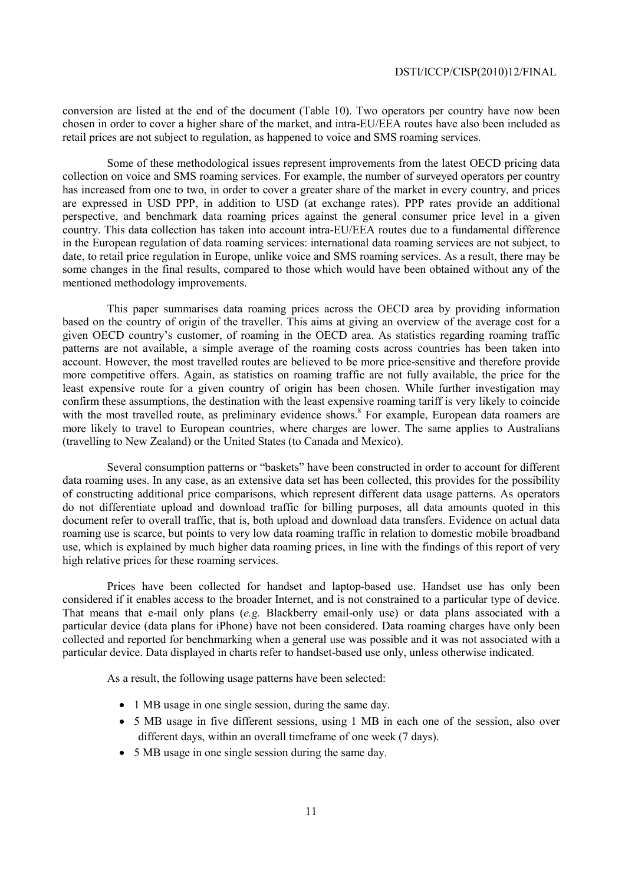conversion are listed at the end of the document (Table 10). Two operators per country have now been chosen in order to cover a higher share of the market, and intra-EU/EEA routes have also been included as retail prices are not subject to regulation, as happened to voice and SMS roaming services.

Some of these methodological issues represent improvements from the latest OECD pricing data collection on voice and SMS roaming services. For example, the number of surveyed operators per country has increased from one to two, in order to cover a greater share of the market in every country, and prices are expressed in USD PPP, in addition to USD (at exchange rates). PPP rates provide an additional perspective, and benchmark data roaming prices against the general consumer price level in a given country. This data collection has taken into account intra-EU/EEA routes due to a fundamental difference in the European regulation of data roaming services: international data roaming services are not subject, to date, to retail price regulation in Europe, unlike voice and SMS roaming services. As a result, there may be some changes in the final results, compared to those which would have been obtained without any of the mentioned methodology improvements.

This paper summarises data roaming prices across the OECD area by providing information based on the country of origin of the traveller. This aims at giving an overview of the average cost for a given OECD country's customer, of roaming in the OECD area. As statistics regarding roaming traffic patterns are not available, a simple average of the roaming costs across countries has been taken into account. However, the most travelled routes are believed to be more price-sensitive and therefore provide more competitive offers. Again, as statistics on roaming traffic are not fully available, the price for the least expensive route for a given country of origin has been chosen. While further investigation may confirm these assumptions, the destination with the least expensive roaming tariff is very likely to coincide with the most travelled route, as preliminary evidence shows.[8] For example, European data roamers are more likely to travel to European countries, where charges are lower. The same applies to Australians (travelling to New Zealand) or the United States (to Canada and Mexico).

Several consumption patterns or "baskets" have been constructed in order to account for different data roaming uses. In any case, as an extensive data set has been collected, this provides for the possibility of constructing additional price comparisons, which represent different data usage patterns. As operators do not differentiate upload and download traffic for billing purposes, all data amounts quoted in this document refer to overall traffic, that is, both upload and download data transfers. Evidence on actual data roaming use is scarce, but points to very low data roaming traffic in relation to domestic mobile broadband use, which is explained by much higher data roaming prices, in line with the findings of this report of very high relative prices for these roaming services.

Prices have been collected for handset and laptop-based use. Handset use has only been considered if it enables access to the broader Internet, and is not constrained to a particular type of device. That means that e-mail only plans (*e.g.* Blackberry email-only use) or data plans associated with a particular device (data plans for iPhone) have not been considered. Data roaming charges have only been collected and reported for benchmarking when a general use was possible and it was not associated with a particular device. Data displayed in charts refer to handset-based use only, unless otherwise indicated.

As a result, the following usage patterns have been selected:

- 1 MB usage in one single session, during the same day.
- 5 MB usage in five different sessions, using 1 MB in each one of the session, also over different days, within an overall timeframe of one week (7 days).
- 5 MB usage in one single session during the same day.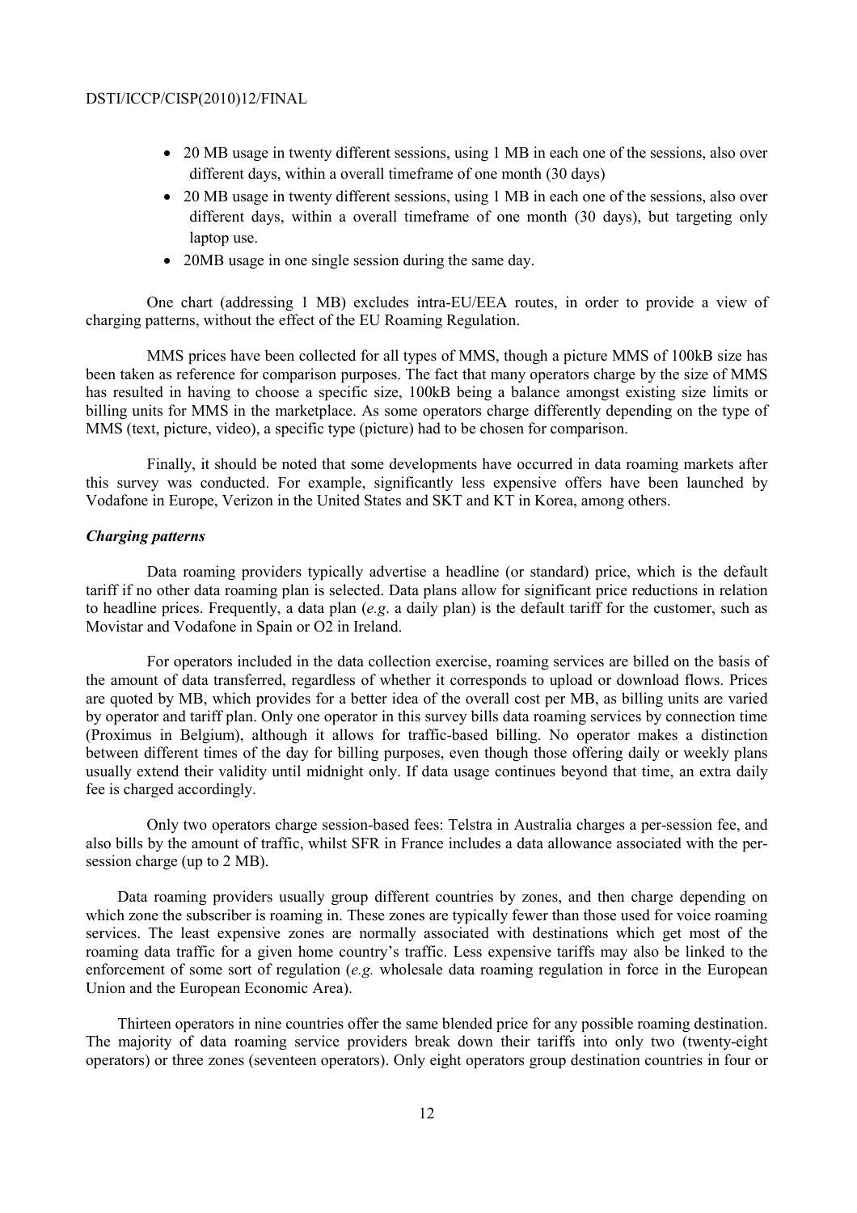- 20 MB usage in twenty different sessions, using 1 MB in each one of the sessions, also over different days, within a overall timeframe of one month (30 days)
- 20 MB usage in twenty different sessions, using 1 MB in each one of the sessions, also over different days, within a overall timeframe of one month (30 days), but targeting only laptop use.
- 20MB usage in one single session during the same day.

One chart (addressing 1 MB) excludes intra-EU/EEA routes, in order to provide a view of charging patterns, without the effect of the EU Roaming Regulation.

MMS prices have been collected for all types of MMS, though a picture MMS of 100kB size has been taken as reference for comparison purposes. The fact that many operators charge by the size of MMS has resulted in having to choose a specific size, 100kB being a balance amongst existing size limits or billing units for MMS in the marketplace. As some operators charge differently depending on the type of MMS (text, picture, video), a specific type (picture) had to be chosen for comparison.

Finally, it should be noted that some developments have occurred in data roaming markets after this survey was conducted. For example, significantly less expensive offers have been launched by Vodafone in Europe, Verizon in the United States and SKT and KT in Korea, among others.

### *Charging patterns*

Data roaming providers typically advertise a headline (or standard) price, which is the default tariff if no other data roaming plan is selected. Data plans allow for significant price reductions in relation to headline prices. Frequently, a data plan (*e.g.* a daily plan) is the default tariff for the customer, such as Movistar and Vodafone in Spain or O2 in Ireland.

For operators included in the data collection exercise, roaming services are billed on the basis of the amount of data transferred, regardless of whether it corresponds to upload or download flows. Prices are quoted by MB, which provides for a better idea of the overall cost per MB, as billing units are varied by operator and tariff plan. Only one operator in this survey bills data roaming services by connection time (Proximus in Belgium), although it allows for traffic-based billing. No operator makes a distinction between different times of the day for billing purposes, even though those offering daily or weekly plans usually extend their validity until midnight only. If data usage continues beyond that time, an extra daily fee is charged accordingly.

Only two operators charge session-based fees: Telstra in Australia charges a per-session fee, and also bills by the amount of traffic, whilst SFR in France includes a data allowance associated with the per-session charge (up to 2 MB).

Data roaming providers usually group different countries by zones, and then charge depending on which zone the subscriber is roaming in. These zones are typically fewer than those used for voice roaming services. The least expensive zones are normally associated with destinations which get most of the roaming data traffic for a given home country's traffic. Less expensive tariffs may also be linked to the enforcement of some sort of regulation (*e.g.* wholesale data roaming regulation in force in the European Union and the European Economic Area).

Thirteen operators in nine countries offer the same blended price for any possible roaming destination. The majority of data roaming service providers break down their tariffs into only two (twenty-eight operators) or three zones (seventeen operators). Only eight operators group destination countries in four or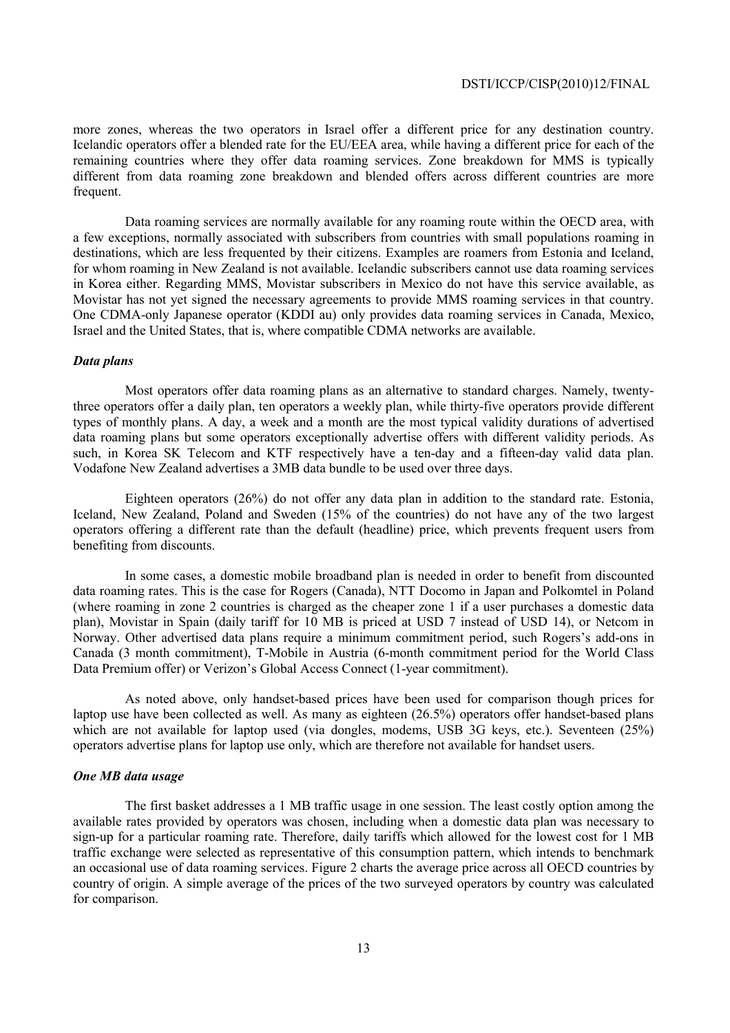more zones, whereas the two operators in Israel offer a different price for any destination country. Icelandic operators offer a blended rate for the EU/EEA area, while having a different price for each of the remaining countries where they offer data roaming services. Zone breakdown for MMS is typically different from data roaming zone breakdown and blended offers across different countries are more frequent.

Data roaming services are normally available for any roaming route within the OECD area, with a few exceptions, normally associated with subscribers from countries with small populations roaming in destinations, which are less frequented by their citizens. Examples are roamers from Estonia and Iceland, for whom roaming in New Zealand is not available. Icelandic subscribers cannot use data roaming services in Korea either. Regarding MMS, Movistar subscribers in Mexico do not have this service available, as Movistar has not yet signed the necessary agreements to provide MMS roaming services in that country. One CDMA-only Japanese operator (KDDI au) only provides data roaming services in Canada, Mexico, Israel and the United States, that is, where compatible CDMA networks are available.

### *Data plans*

Most operators offer data roaming plans as an alternative to standard charges. Namely, twenty-three operators offer a daily plan, ten operators a weekly plan, while thirty-five operators provide different types of monthly plans. A day, a week and a month are the most typical validity durations of advertised data roaming plans but some operators exceptionally advertise offers with different validity periods. As such, in Korea SK Telecom and KTF respectively have a ten-day and a fifteen-day valid data plan. Vodafone New Zealand advertises a 3MB data bundle to be used over three days.

Eighteen operators (26%) do not offer any data plan in addition to the standard rate. Estonia, Iceland, New Zealand, Poland and Sweden (15% of the countries) do not have any of the two largest operators offering a different rate than the default (headline) price, which prevents frequent users from benefiting from discounts.

In some cases, a domestic mobile broadband plan is needed in order to benefit from discounted data roaming rates. This is the case for Rogers (Canada), NTT Docomo in Japan and Polkomtel in Poland (where roaming in zone 2 countries is charged as the cheaper zone 1 if a user purchases a domestic data plan), Movistar in Spain (daily tariff for 10 MB is priced at USD 7 instead of USD 14), or Netcom in Norway. Other advertised data plans require a minimum commitment period, such Rogers's add-ons in Canada (3 month commitment), T-Mobile in Austria (6-month commitment period for the World Class Data Premium offer) or Verizon's Global Access Connect (1-year commitment).

As noted above, only handset-based prices have been used for comparison though prices for laptop use have been collected as well. As many as eighteen (26.5%) operators offer handset-based plans which are not available for laptop used (via dongles, modems, USB 3G keys, etc.). Seventeen (25%) operators advertise plans for laptop use only, which are therefore not available for handset users.

### *One MB data usage*

The first basket addresses a 1 MB traffic usage in one session. The least costly option among the available rates provided by operators was chosen, including when a domestic data plan was necessary to sign-up for a particular roaming rate. Therefore, daily tariffs which allowed for the lowest cost for 1 MB traffic exchange were selected as representative of this consumption pattern, which intends to benchmark an occasional use of data roaming services. Figure 2 charts the average price across all OECD countries by country of origin. A simple average of the prices of the two surveyed operators by country was calculated for comparison.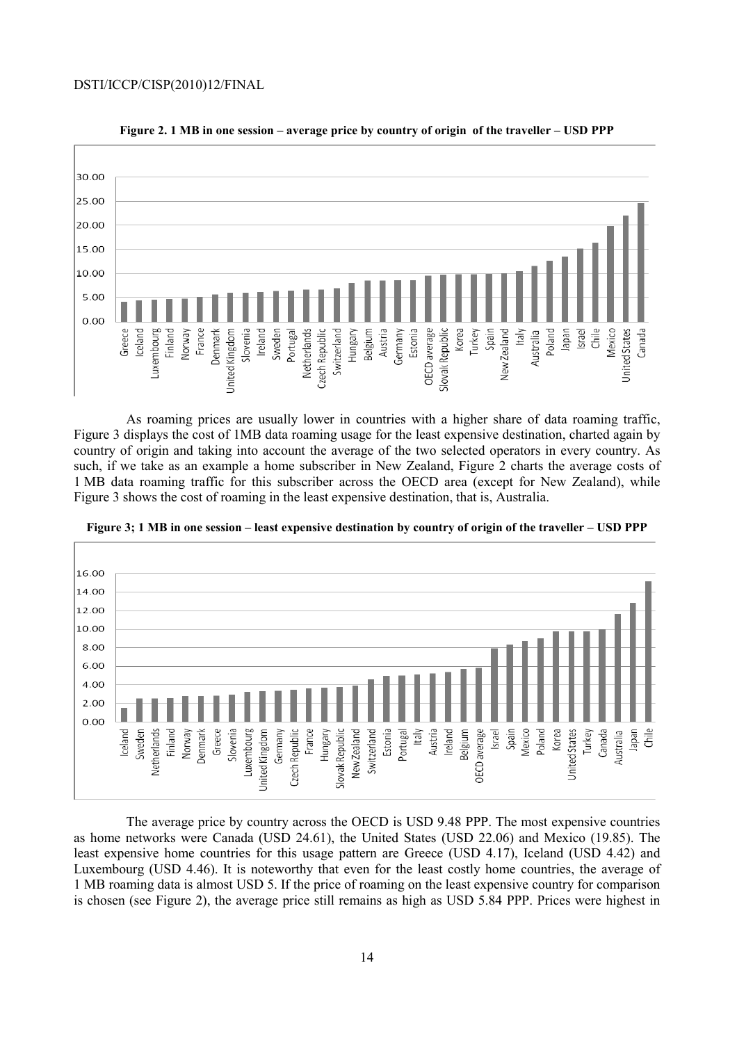**Figure 2. 1 MB in one session – average price by country of origin of the traveller – USD PPP**

As roaming prices are usually lower in countries with a higher share of data roaming traffic, Figure 3 displays the cost of 1MB data roaming usage for the least expensive destination, charted again by country of origin and taking into account the average of the two selected operators in every country. As such, if we take as an example a home subscriber in New Zealand, Figure 2 charts the average costs of 1 MB data roaming traffic for this subscriber across the OECD area (except for New Zealand), while Figure 3 shows the cost of roaming in the least expensive destination, that is, Australia.

**Figure 3; 1 MB in one session – least expensive destination by country of origin of the traveller – USD PPP**

The average price by country across the OECD is USD 9.48 PPP. The most expensive countries as home networks were Canada (USD 24.61), the United States (USD 22.06) and Mexico (19.85). The least expensive home countries for this usage pattern are Greece (USD 4.17), Iceland (USD 4.42) and Luxembourg (USD 4.46). It is noteworthy that even for the least costly home countries, the average of 1 MB roaming data is almost USD 5. If the price of roaming on the least expensive country for comparison is chosen (see Figure 2), the average price still remains as high as USD 5.84 PPP. Prices were highest in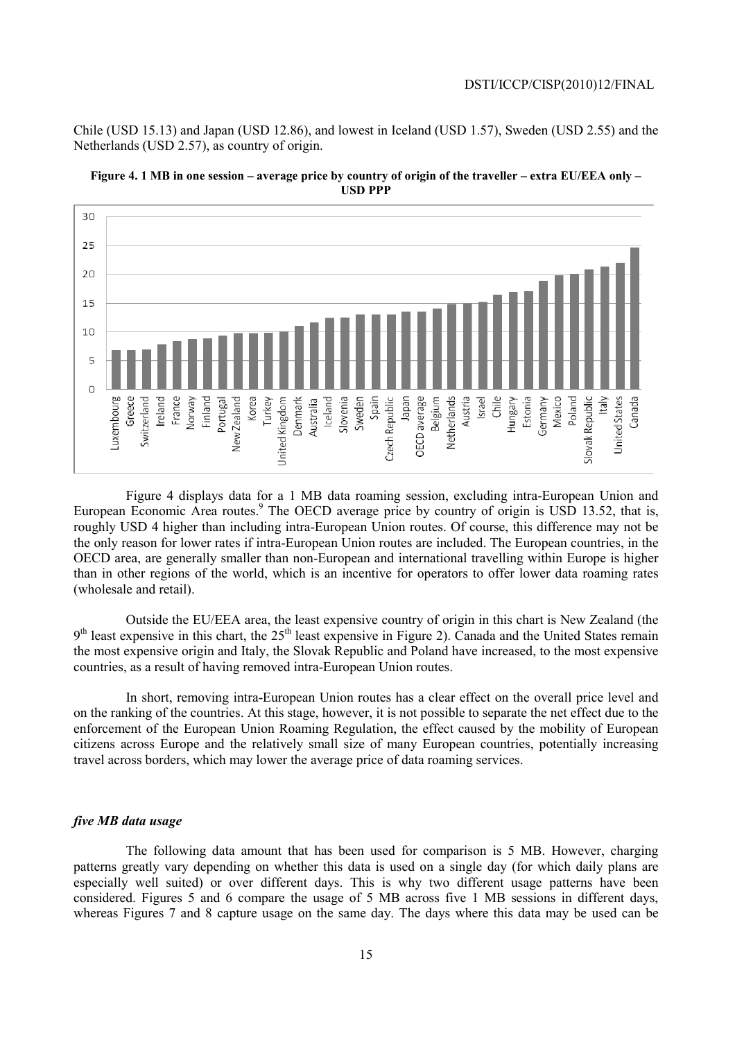Chile (USD 15.13) and Japan (USD 12.86), and lowest in Iceland (USD 1.57), Sweden (USD 2.55) and the Netherlands (USD 2.57), as country of origin.

**Figure 4. 1 MB in one session – average price by country of origin of the traveller – extra EU/EEA only – USD PPP**

Figure 4 displays data for a 1 MB data roaming session, excluding intra-European Union and European Economic Area routes.[9] The OECD average price by country of origin is USD 13.52, that is, roughly USD 4 higher than including intra-European Union routes. Of course, this difference may not be the only reason for lower rates if intra-European Union routes are included. The European countries, in the OECD area, are generally smaller than non-European and international travelling within Europe is higher than in other regions of the world, which is an incentive for operators to offer lower data roaming rates (wholesale and retail).

Outside the EU/EEA area, the least expensive country of origin in this chart is New Zealand (the 9[th] least expensive in this chart, the 25[th] least expensive in Figure 2). Canada and the United States remain the most expensive origin and Italy, the Slovak Republic and Poland have increased, to the most expensive countries, as a result of having removed intra-European Union routes.

In short, removing intra-European Union routes has a clear effect on the overall price level and on the ranking of the countries. At this stage, however, it is not possible to separate the net effect due to the enforcement of the European Union Roaming Regulation, the effect caused by the mobility of European citizens across Europe and the relatively small size of many European countries, potentially increasing travel across borders, which may lower the average price of data roaming services.

### *five MB data usage*

The following data amount that has been used for comparison is 5 MB. However, charging patterns greatly vary depending on whether this data is used on a single day (for which daily plans are especially well suited) or over different days. This is why two different usage patterns have been considered. Figures 5 and 6 compare the usage of 5 MB across five 1 MB sessions in different days, whereas Figures 7 and 8 capture usage on the same day. The days where this data may be used can be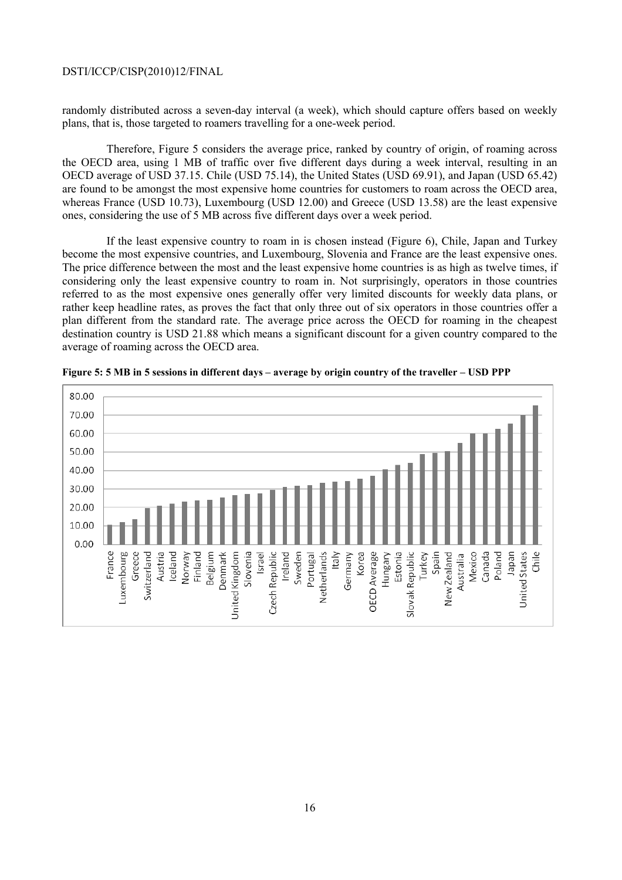randomly distributed across a seven-day interval (a week), which should capture offers based on weekly plans, that is, those targeted to roamers travelling for a one-week period.

Therefore, Figure 5 considers the average price, ranked by country of origin, of roaming across the OECD area, using 1 MB of traffic over five different days during a week interval, resulting in an OECD average of USD 37.15. Chile (USD 75.14), the United States (USD 69.91), and Japan (USD 65.42) are found to be amongst the most expensive home countries for customers to roam across the OECD area, whereas France (USD 10.73), Luxembourg (USD 12.00) and Greece (USD 13.58) are the least expensive ones, considering the use of 5 MB across five different days over a week period.

If the least expensive country to roam in is chosen instead (Figure 6), Chile, Japan and Turkey become the most expensive countries, and Luxembourg, Slovenia and France are the least expensive ones. The price difference between the most and the least expensive home countries is as high as twelve times, if considering only the least expensive country to roam in. Not surprisingly, operators in those countries referred to as the most expensive ones generally offer very limited discounts for weekly data plans, or rather keep headline rates, as proves the fact that only three out of six operators in those countries offer a plan different from the standard rate. The average price across the OECD for roaming in the cheapest destination country is USD 21.88 which means a significant discount for a given country compared to the average of roaming across the OECD area.

**Figure 5: 5 MB in 5 sessions in different days – average by origin country of the traveller – USD PPP**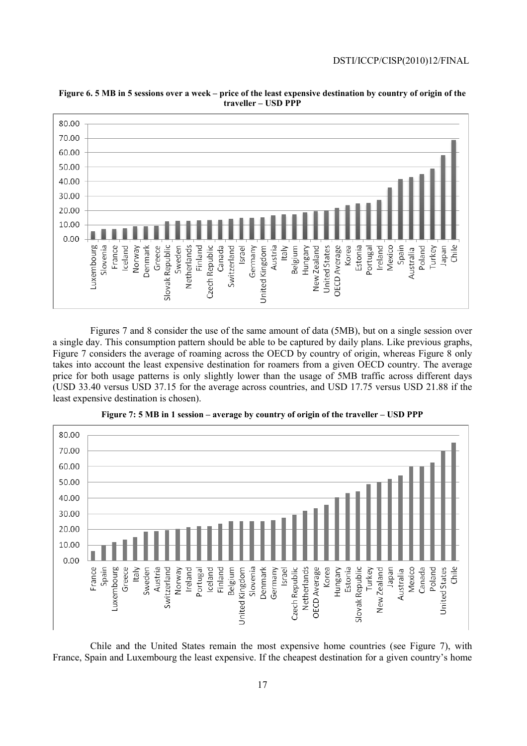**Figure 6. 5 MB in 5 sessions over a week – price of the least expensive destination by country of origin of the traveller – USD PPP**

Figures 7 and 8 consider the use of the same amount of data (5MB), but on a single session over a single day. This consumption pattern should be able to be captured by daily plans. Like previous graphs, Figure 7 considers the average of roaming across the OECD by country of origin, whereas Figure 8 only takes into account the least expensive destination for roamers from a given OECD country. The average price for both usage patterns is only slightly lower than the usage of 5MB traffic across different days (USD 33.40 versus USD 37.15 for the average across countries, and USD 17.75 versus USD 21.88 if the least expensive destination is chosen).

**Figure 7: 5 MB in 1 session – average by country of origin of the traveller – USD PPP**

Chile and the United States remain the most expensive home countries (see Figure 7), with France, Spain and Luxembourg the least expensive. If the cheapest destination for a given country's home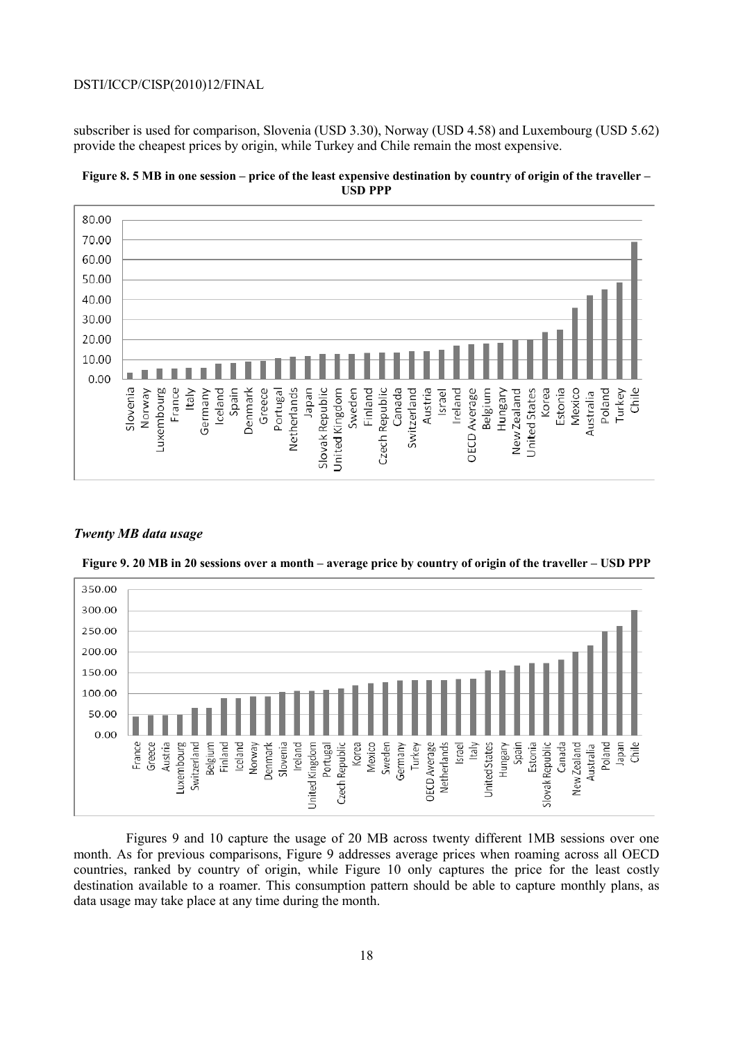subscriber is used for comparison, Slovenia (USD 3.30), Norway (USD 4.58) and Luxembourg (USD 5.62) provide the cheapest prices by origin, while Turkey and Chile remain the most expensive.

**Figure 8. 5 MB in one session – price of the least expensive destination by country of origin of the traveller – USD PPP**

### *Twenty MB data usage*

**Figure 9. 20 MB in 20 sessions over a month – average price by country of origin of the traveller – USD PPP**

Figures 9 and 10 capture the usage of 20 MB across twenty different 1MB sessions over one month. As for previous comparisons, Figure 9 addresses average prices when roaming across all OECD countries, ranked by country of origin, while Figure 10 only captures the price for the least costly destination available to a roamer. This consumption pattern should be able to capture monthly plans, as data usage may take place at any time during the month.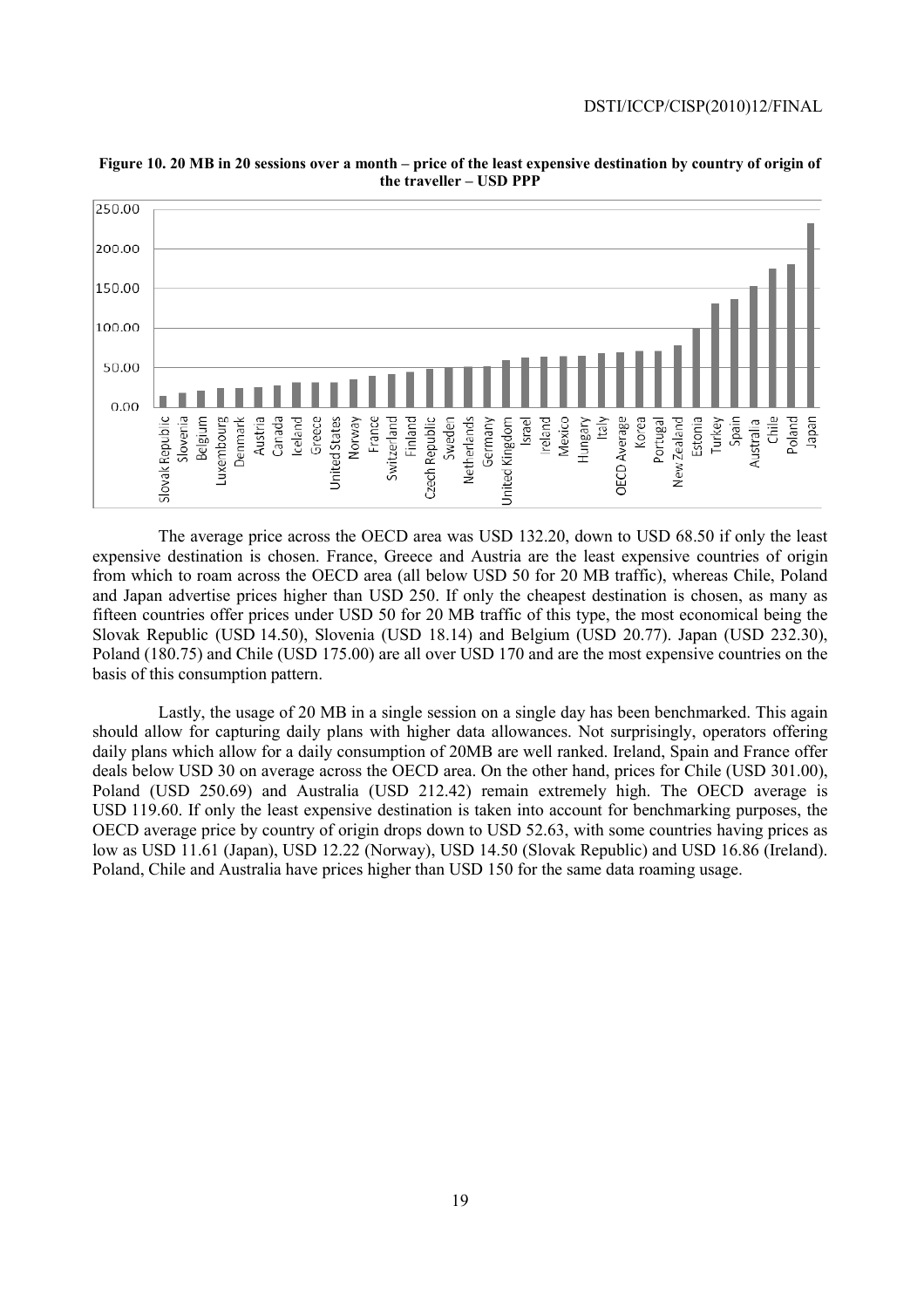**Figure 10. 20 MB in 20 sessions over a month – price of the least expensive destination by country of origin of the traveller – USD PPP**

The average price across the OECD area was USD 132.20, down to USD 68.50 if only the least expensive destination is chosen. France, Greece and Austria are the least expensive countries of origin from which to roam across the OECD area (all below USD 50 for 20 MB traffic), whereas Chile, Poland and Japan advertise prices higher than USD 250. If only the cheapest destination is chosen, as many as fifteen countries offer prices under USD 50 for 20 MB traffic of this type, the most economical being the Slovak Republic (USD 14.50), Slovenia (USD 18.14) and Belgium (USD 20.77). Japan (USD 232.30), Poland (180.75) and Chile (USD 175.00) are all over USD 170 and are the most expensive countries on the basis of this consumption pattern.

Lastly, the usage of 20 MB in a single session on a single day has been benchmarked. This again should allow for capturing daily plans with higher data allowances. Not surprisingly, operators offering daily plans which allow for a daily consumption of 20MB are well ranked. Ireland, Spain and France offer deals below USD 30 on average across the OECD area. On the other hand, prices for Chile (USD 301.00), Poland (USD 250.69) and Australia (USD 212.42) remain extremely high. The OECD average is USD 119.60. If only the least expensive destination is taken into account for benchmarking purposes, the OECD average price by country of origin drops down to USD 52.63, with some countries having prices as low as USD 11.61 (Japan), USD 12.22 (Norway), USD 14.50 (Slovak Republic) and USD 16.86 (Ireland). Poland, Chile and Australia have prices higher than USD 150 for the same data roaming usage.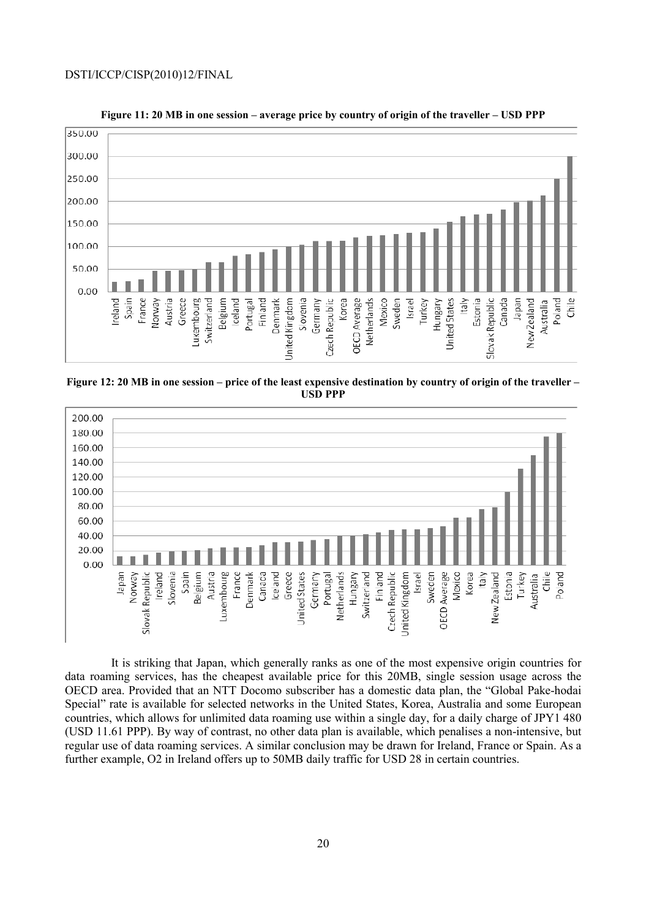**Figure 11: 20 MB in one session – average price by country of origin of the traveller – USD PPP**

**Figure 12: 20 MB in one session – price of the least expensive destination by country of origin of the traveller – USD PPP**

It is striking that Japan, which generally ranks as one of the most expensive origin countries for data roaming services, has the cheapest available price for this 20MB, single session usage across the OECD area. Provided that an NTT Docomo subscriber has a domestic data plan, the "Global Pake-hodai Special" rate is available for selected networks in the United States, Korea, Australia and some European countries, which allows for unlimited data roaming use within a single day, for a daily charge of JPY1 480 (USD 11.61 PPP). By way of contrast, no other data plan is available, which penalises a non-intensive, but regular use of data roaming services. A similar conclusion may be drawn for Ireland, France or Spain. As a further example, O2 in Ireland offers up to 50MB daily traffic for USD 28 in certain countries.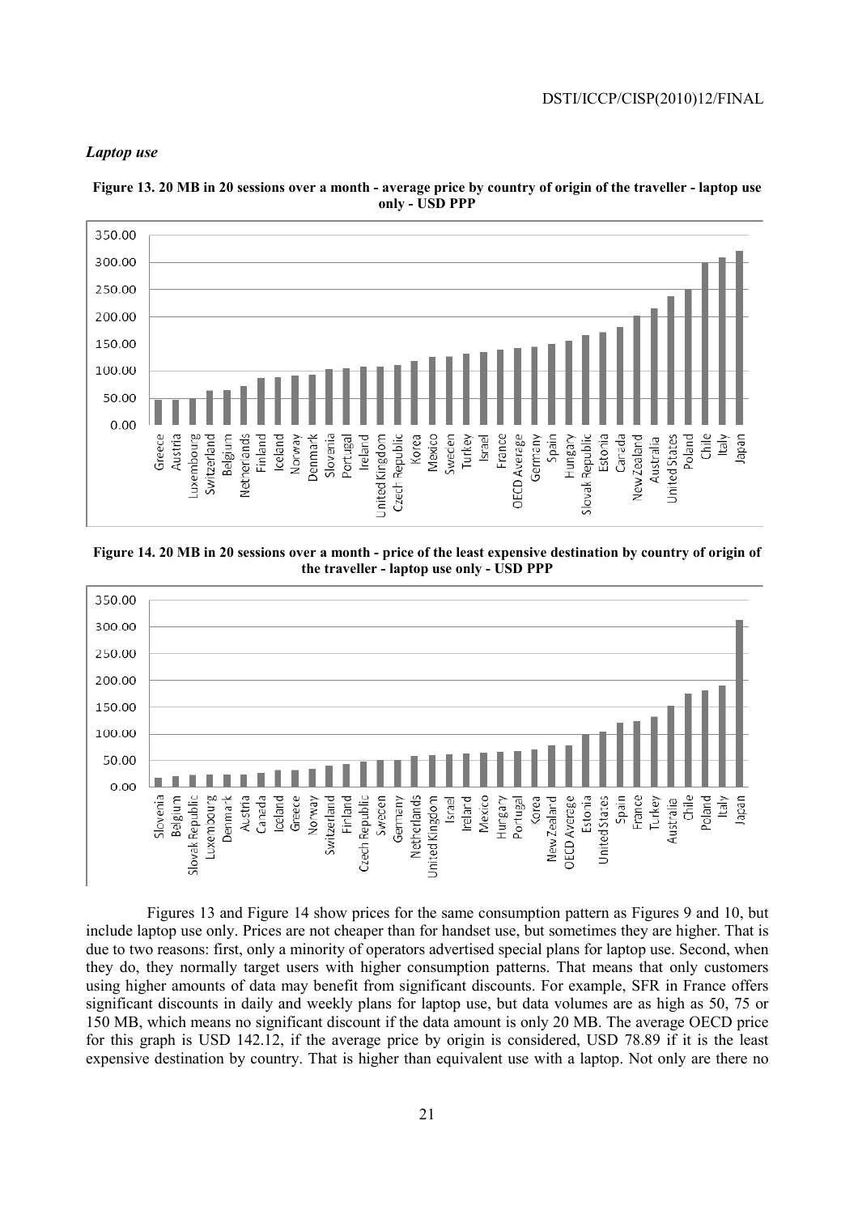### *Laptop use*

**Figure 13. 20 MB in 20 sessions over a month - average price by country of origin of the traveller - laptop use only - USD PPP**

**Figure 14. 20 MB in 20 sessions over a month - price of the least expensive destination by country of origin of the traveller - laptop use only - USD PPP**

Figures 13 and Figure 14 show prices for the same consumption pattern as Figures 9 and 10, but include laptop use only. Prices are not cheaper than for handset use, but sometimes they are higher. That is due to two reasons: first, only a minority of operators advertised special plans for laptop use. Second, when they do, they normally target users with higher consumption patterns. That means that only customers using higher amounts of data may benefit from significant discounts. For example, SFR in France offers significant discounts in daily and weekly plans for laptop use, but data volumes are as high as 50, 75 or 150 MB, which means no significant discount if the data amount is only 20 MB. The average OECD price for this graph is USD 142.12, if the average price by origin is considered, USD 78.89 if it is the least expensive destination by country. That is higher than equivalent use with a laptop. Not only are there no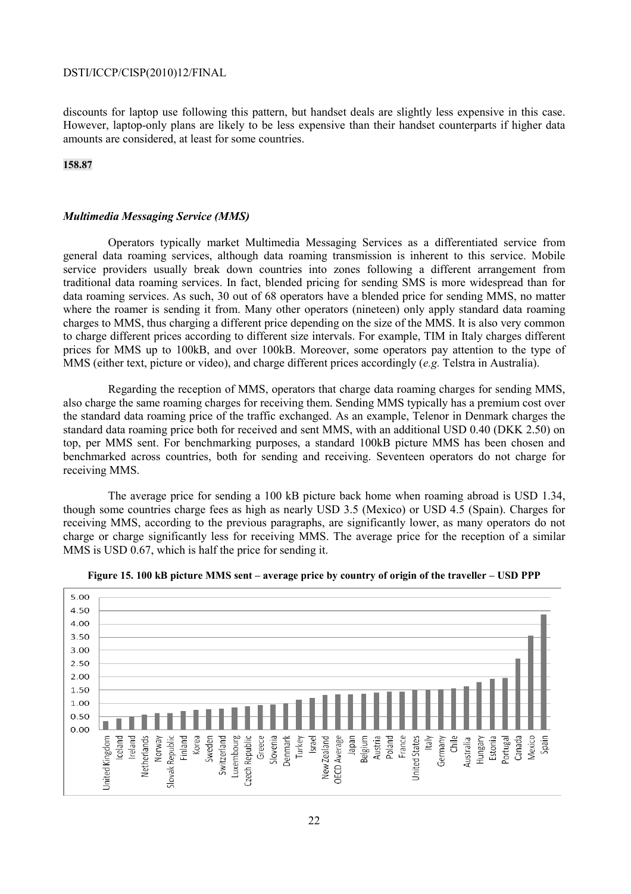discounts for laptop use following this pattern, but handset deals are slightly less expensive in this case. However, laptop-only plans are likely to be less expensive than their handset counterparts if higher data amounts are considered, at least for some countries.

**158.87**

### *Multimedia Messaging Service (MMS)*

Operators typically market Multimedia Messaging Services as a differentiated service from general data roaming services, although data roaming transmission is inherent to this service. Mobile service providers usually break down countries into zones following a different arrangement from traditional data roaming services. In fact, blended pricing for sending SMS is more widespread than for data roaming services. As such, 30 out of 68 operators have a blended price for sending MMS, no matter where the roamer is sending it from. Many other operators (nineteen) only apply standard data roaming charges to MMS, thus charging a different price depending on the size of the MMS. It is also very common to charge different prices according to different size intervals. For example, TIM in Italy charges different prices for MMS up to 100kB, and over 100kB. Moreover, some operators pay attention to the type of MMS (either text, picture or video), and charge different prices accordingly (*e.g.* Telstra in Australia).

Regarding the reception of MMS, operators that charge data roaming charges for sending MMS, also charge the same roaming charges for receiving them. Sending MMS typically has a premium cost over the standard data roaming price of the traffic exchanged. As an example, Telenor in Denmark charges the standard data roaming price both for received and sent MMS, with an additional USD 0.40 (DKK 2.50) on top, per MMS sent. For benchmarking purposes, a standard 100kB picture MMS has been chosen and benchmarked across countries, both for sending and receiving. Seventeen operators do not charge for receiving MMS.

The average price for sending a 100 kB picture back home when roaming abroad is USD 1.34, though some countries charge fees as high as nearly USD 3.5 (Mexico) or USD 4.5 (Spain). Charges for receiving MMS, according to the previous paragraphs, are significantly lower, as many operators do not charge or charge significantly less for receiving MMS. The average price for the reception of a similar MMS is USD 0.67, which is half the price for sending it.

**Figure 15. 100 kB picture MMS sent – average price by country of origin of the traveller – USD PPP**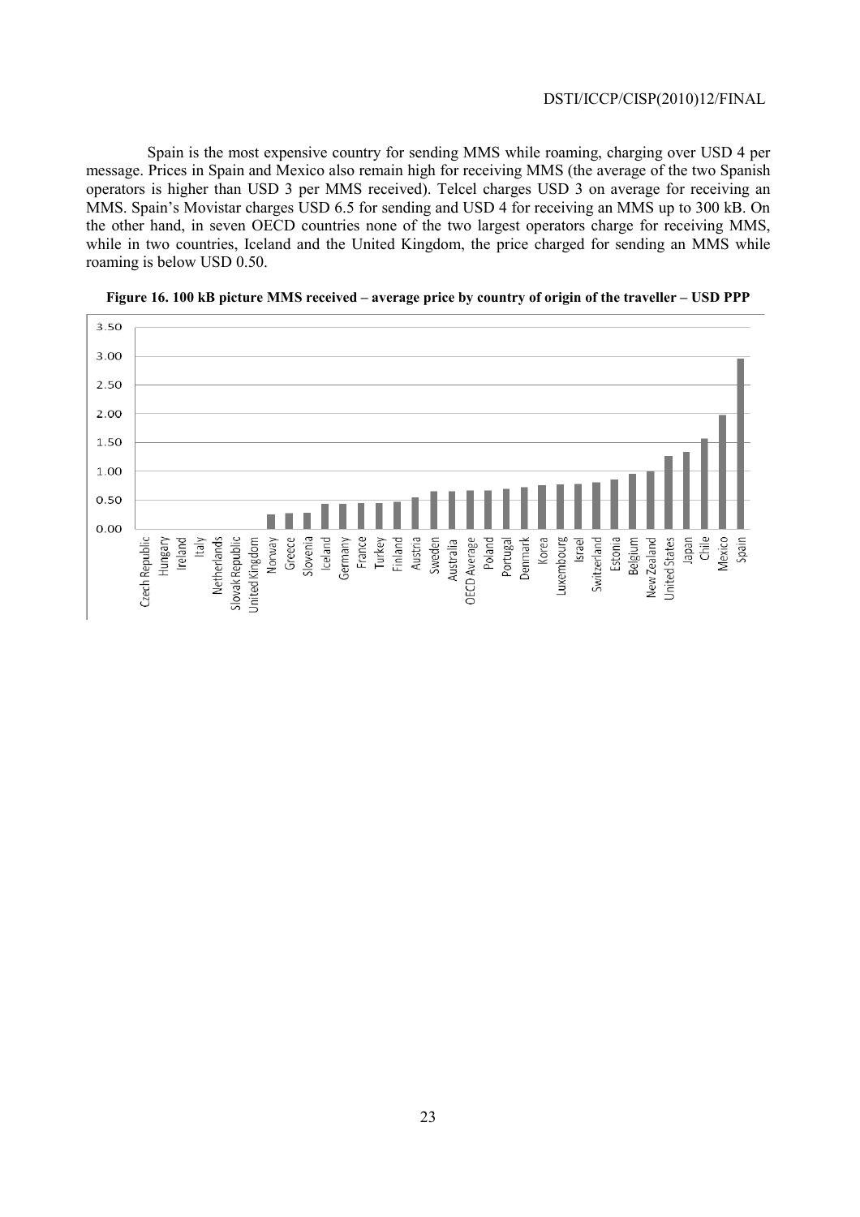Spain is the most expensive country for sending MMS while roaming, charging over USD 4 per message. Prices in Spain and Mexico also remain high for receiving MMS (the average of the two Spanish operators is higher than USD 3 per MMS received). Telcel charges USD 3 on average for receiving an MMS. Spain's Movistar charges USD 6.5 for sending and USD 4 for receiving an MMS up to 300 kB. On the other hand, in seven OECD countries none of the two largest operators charge for receiving MMS, while in two countries, Iceland and the United Kingdom, the price charged for sending an MMS while roaming is below USD 0.50.

**Figure 16. 100 kB picture MMS received – average price by country of origin of the traveller – USD PPP**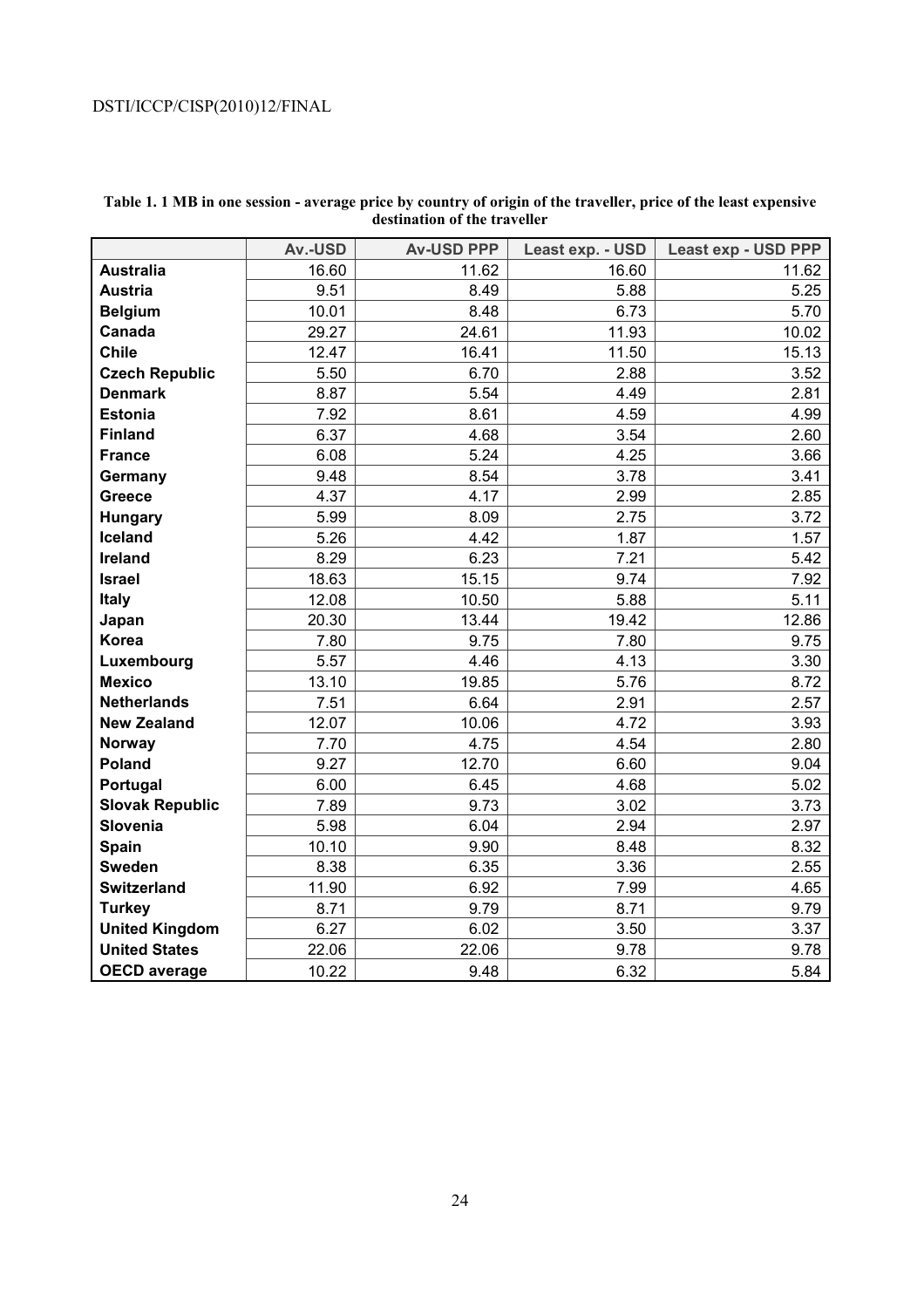**Table 1. 1 MB in one session - average price by country of origin of the traveller, price of the least expensive destination of the traveller**

| | Av.-USD | Av-USD PPP | Least exp. - USD | Least exp - USD PPP |
|---|---|---|---|---|
| **Australia** | 16.60 | 11.62 | 16.60 | 11.62 |
| **Austria** | 9.51 | 8.49 | 5.88 | 5.25 |
| **Belgium** | 10.01 | 8.48 | 6.73 | 5.70 |
| **Canada** | 29.27 | 24.61 | 11.93 | 10.02 |
| **Chile** | 12.47 | 16.41 | 11.50 | 15.13 |
| **Czech Republic** | 5.50 | 6.70 | 2.88 | 3.52 |
| **Denmark** | 8.87 | 5.54 | 4.49 | 2.81 |
| **Estonia** | 7.92 | 8.61 | 4.59 | 4.99 |
| **Finland** | 6.37 | 4.68 | 3.54 | 2.60 |
| **France** | 6.08 | 5.24 | 4.25 | 3.66 |
| **Germany** | 9.48 | 8.54 | 3.78 | 3.41 |
| **Greece** | 4.37 | 4.17 | 2.99 | 2.85 |
| **Hungary** | 5.99 | 8.09 | 2.75 | 3.72 |
| **Iceland** | 5.26 | 4.42 | 1.87 | 1.57 |
| **Ireland** | 8.29 | 6.23 | 7.21 | 5.42 |
| **Israel** | 18.63 | 15.15 | 9.74 | 7.92 |
| **Italy** | 12.08 | 10.50 | 5.88 | 5.11 |
| **Japan** | 20.30 | 13.44 | 19.42 | 12.86 |
| **Korea** | 7.80 | 9.75 | 7.80 | 9.75 |
| **Luxembourg** | 5.57 | 4.46 | 4.13 | 3.30 |
| **Mexico** | 13.10 | 19.85 | 5.76 | 8.72 |
| **Netherlands** | 7.51 | 6.64 | 2.91 | 2.57 |
| **New Zealand** | 12.07 | 10.06 | 4.72 | 3.93 |
| **Norway** | 7.70 | 4.75 | 4.54 | 2.80 |
| **Poland** | 9.27 | 12.70 | 6.60 | 9.04 |
| **Portugal** | 6.00 | 6.45 | 4.68 | 5.02 |
| **Slovak Republic** | 7.89 | 9.73 | 3.02 | 3.73 |
| **Slovenia** | 5.98 | 6.04 | 2.94 | 2.97 |
| **Spain** | 10.10 | 9.90 | 8.48 | 8.32 |
| **Sweden** | 8.38 | 6.35 | 3.36 | 2.55 |
| **Switzerland** | 11.90 | 6.92 | 7.99 | 4.65 |
| **Turkey** | 8.71 | 9.79 | 8.71 | 9.79 |
| **United Kingdom** | 6.27 | 6.02 | 3.50 | 3.37 |
| **United States** | 22.06 | 22.06 | 9.78 | 9.78 |
| **OECD average** | 10.22 | 9.48 | 6.32 | 5.84 |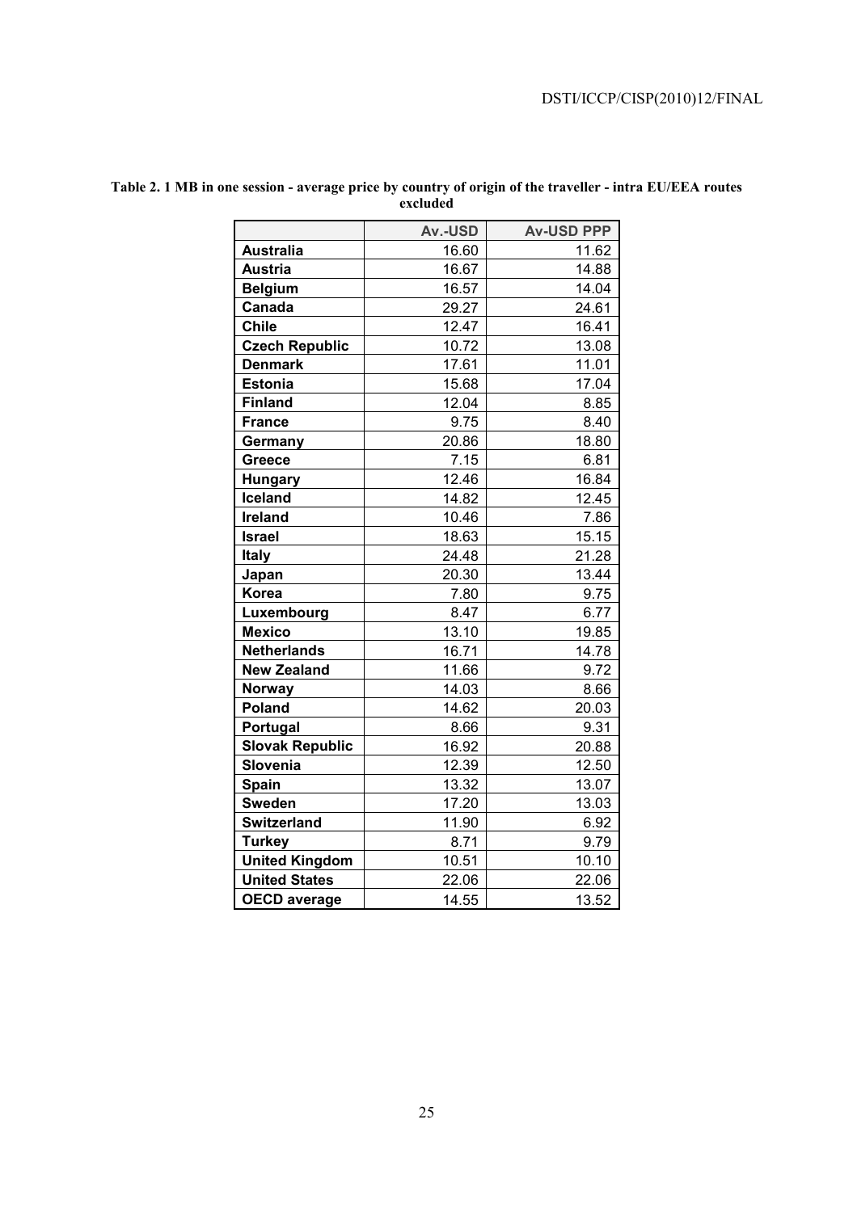**Table 2. 1 MB in one session - average price by country of origin of the traveller - intra EU/EEA routes excluded**

| | Av.-USD | Av-USD PPP |
|---|---|---|
| **Australia** | 16.60 | 11.62 |
| **Austria** | 16.67 | 14.88 |
| **Belgium** | 16.57 | 14.04 |
| **Canada** | 29.27 | 24.61 |
| **Chile** | 12.47 | 16.41 |
| **Czech Republic** | 10.72 | 13.08 |
| **Denmark** | 17.61 | 11.01 |
| **Estonia** | 15.68 | 17.04 |
| **Finland** | 12.04 | 8.85 |
| **France** | 9.75 | 8.40 |
| **Germany** | 20.86 | 18.80 |
| **Greece** | 7.15 | 6.81 |
| **Hungary** | 12.46 | 16.84 |
| **Iceland** | 14.82 | 12.45 |
| **Ireland** | 10.46 | 7.86 |
| **Israel** | 18.63 | 15.15 |
| **Italy** | 24.48 | 21.28 |
| **Japan** | 20.30 | 13.44 |
| **Korea** | 7.80 | 9.75 |
| **Luxembourg** | 8.47 | 6.77 |
| **Mexico** | 13.10 | 19.85 |
| **Netherlands** | 16.71 | 14.78 |
| **New Zealand** | 11.66 | 9.72 |
| **Norway** | 14.03 | 8.66 |
| **Poland** | 14.62 | 20.03 |
| **Portugal** | 8.66 | 9.31 |
| **Slovak Republic** | 16.92 | 20.88 |
| **Slovenia** | 12.39 | 12.50 |
| **Spain** | 13.32 | 13.07 |
| **Sweden** | 17.20 | 13.03 |
| **Switzerland** | 11.90 | 6.92 |
| **Turkey** | 8.71 | 9.79 |
| **United Kingdom** | 10.51 | 10.10 |
| **United States** | 22.06 | 22.06 |
| **OECD average** | 14.55 | 13.52 |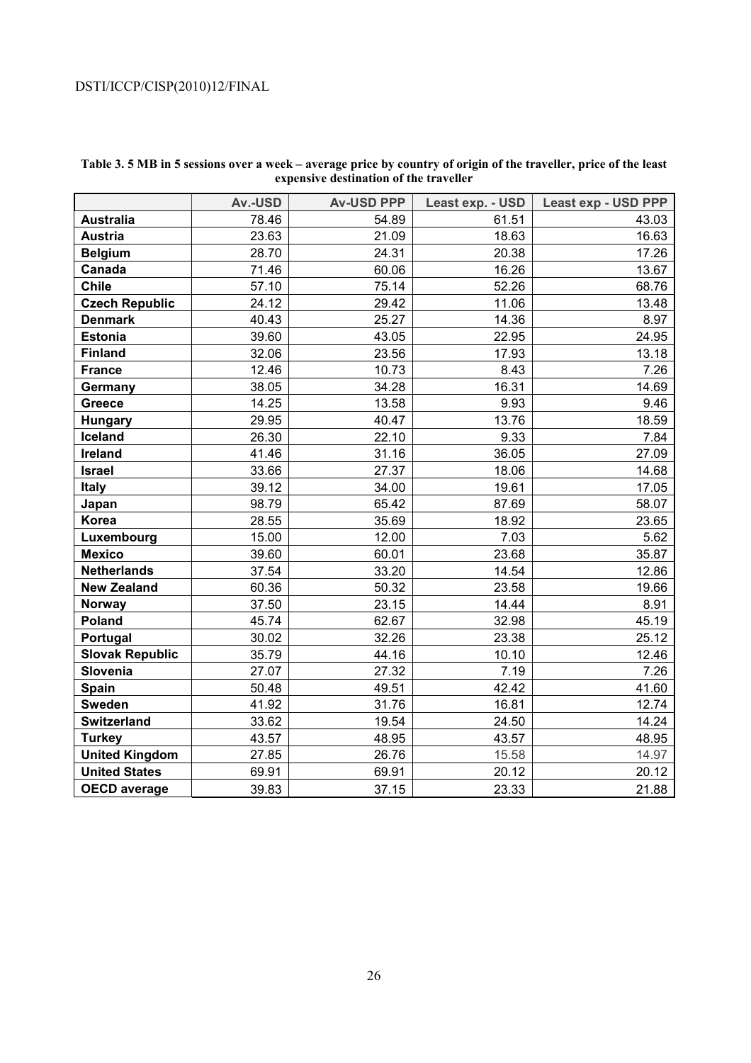**Table 3. 5 MB in 5 sessions over a week – average price by country of origin of the traveller, price of the least expensive destination of the traveller**

| | Av.-USD | Av-USD PPP | Least exp. - USD | Least exp - USD PPP |
|---|---|---|---|---|
| **Australia** | 78.46 | 54.89 | 61.51 | 43.03 |
| **Austria** | 23.63 | 21.09 | 18.63 | 16.63 |
| **Belgium** | 28.70 | 24.31 | 20.38 | 17.26 |
| **Canada** | 71.46 | 60.06 | 16.26 | 13.67 |
| **Chile** | 57.10 | 75.14 | 52.26 | 68.76 |
| **Czech Republic** | 24.12 | 29.42 | 11.06 | 13.48 |
| **Denmark** | 40.43 | 25.27 | 14.36 | 8.97 |
| **Estonia** | 39.60 | 43.05 | 22.95 | 24.95 |
| **Finland** | 32.06 | 23.56 | 17.93 | 13.18 |
| **France** | 12.46 | 10.73 | 8.43 | 7.26 |
| **Germany** | 38.05 | 34.28 | 16.31 | 14.69 |
| **Greece** | 14.25 | 13.58 | 9.93 | 9.46 |
| **Hungary** | 29.95 | 40.47 | 13.76 | 18.59 |
| **Iceland** | 26.30 | 22.10 | 9.33 | 7.84 |
| **Ireland** | 41.46 | 31.16 | 36.05 | 27.09 |
| **Israel** | 33.66 | 27.37 | 18.06 | 14.68 |
| **Italy** | 39.12 | 34.00 | 19.61 | 17.05 |
| **Japan** | 98.79 | 65.42 | 87.69 | 58.07 |
| **Korea** | 28.55 | 35.69 | 18.92 | 23.65 |
| **Luxembourg** | 15.00 | 12.00 | 7.03 | 5.62 |
| **Mexico** | 39.60 | 60.01 | 23.68 | 35.87 |
| **Netherlands** | 37.54 | 33.20 | 14.54 | 12.86 |
| **New Zealand** | 60.36 | 50.32 | 23.58 | 19.66 |
| **Norway** | 37.50 | 23.15 | 14.44 | 8.91 |
| **Poland** | 45.74 | 62.67 | 32.98 | 45.19 |
| **Portugal** | 30.02 | 32.26 | 23.38 | 25.12 |
| **Slovak Republic** | 35.79 | 44.16 | 10.10 | 12.46 |
| **Slovenia** | 27.07 | 27.32 | 7.19 | 7.26 |
| **Spain** | 50.48 | 49.51 | 42.42 | 41.60 |
| **Sweden** | 41.92 | 31.76 | 16.81 | 12.74 |
| **Switzerland** | 33.62 | 19.54 | 24.50 | 14.24 |
| **Turkey** | 43.57 | 48.95 | 43.57 | 48.95 |
| **United Kingdom** | 27.85 | 26.76 | 15.58 | 14.97 |
| **United States** | 69.91 | 69.91 | 20.12 | 20.12 |
| **OECD average** | 39.83 | 37.15 | 23.33 | 21.88 |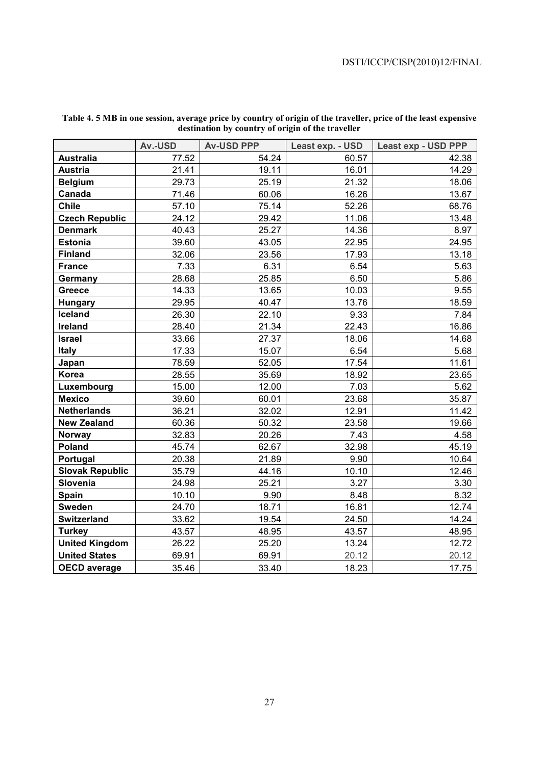**Table 4. 5 MB in one session, average price by country of origin of the traveller, price of the least expensive destination by country of origin of the traveller**

| | Av.-USD | Av-USD PPP | Least exp. - USD | Least exp - USD PPP |
|---|---|---|---|---|
| **Australia** | 77.52 | 54.24 | 60.57 | 42.38 |
| **Austria** | 21.41 | 19.11 | 16.01 | 14.29 |
| **Belgium** | 29.73 | 25.19 | 21.32 | 18.06 |
| **Canada** | 71.46 | 60.06 | 16.26 | 13.67 |
| **Chile** | 57.10 | 75.14 | 52.26 | 68.76 |
| **Czech Republic** | 24.12 | 29.42 | 11.06 | 13.48 |
| **Denmark** | 40.43 | 25.27 | 14.36 | 8.97 |
| **Estonia** | 39.60 | 43.05 | 22.95 | 24.95 |
| **Finland** | 32.06 | 23.56 | 17.93 | 13.18 |
| **France** | 7.33 | 6.31 | 6.54 | 5.63 |
| **Germany** | 28.68 | 25.85 | 6.50 | 5.86 |
| **Greece** | 14.33 | 13.65 | 10.03 | 9.55 |
| **Hungary** | 29.95 | 40.47 | 13.76 | 18.59 |
| **Iceland** | 26.30 | 22.10 | 9.33 | 7.84 |
| **Ireland** | 28.40 | 21.34 | 22.43 | 16.86 |
| **Israel** | 33.66 | 27.37 | 18.06 | 14.68 |
| **Italy** | 17.33 | 15.07 | 6.54 | 5.68 |
| **Japan** | 78.59 | 52.05 | 17.54 | 11.61 |
| **Korea** | 28.55 | 35.69 | 18.92 | 23.65 |
| **Luxembourg** | 15.00 | 12.00 | 7.03 | 5.62 |
| **Mexico** | 39.60 | 60.01 | 23.68 | 35.87 |
| **Netherlands** | 36.21 | 32.02 | 12.91 | 11.42 |
| **New Zealand** | 60.36 | 50.32 | 23.58 | 19.66 |
| **Norway** | 32.83 | 20.26 | 7.43 | 4.58 |
| **Poland** | 45.74 | 62.67 | 32.98 | 45.19 |
| **Portugal** | 20.38 | 21.89 | 9.90 | 10.64 |
| **Slovak Republic** | 35.79 | 44.16 | 10.10 | 12.46 |
| **Slovenia** | 24.98 | 25.21 | 3.27 | 3.30 |
| **Spain** | 10.10 | 9.90 | 8.48 | 8.32 |
| **Sweden** | 24.70 | 18.71 | 16.81 | 12.74 |
| **Switzerland** | 33.62 | 19.54 | 24.50 | 14.24 |
| **Turkey** | 43.57 | 48.95 | 43.57 | 48.95 |
| **United Kingdom** | 26.22 | 25.20 | 13.24 | 12.72 |
| **United States** | 69.91 | 69.91 | 20.12 | 20.12 |
| **OECD average** | 35.46 | 33.40 | 18.23 | 17.75 |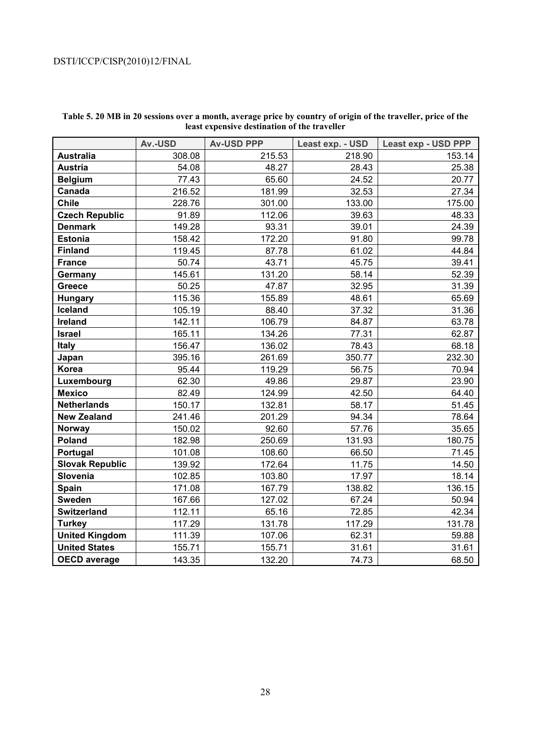**Table 5. 20 MB in 20 sessions over a month, average price by country of origin of the traveller, price of the least expensive destination of the traveller**

| | Av.-USD | Av-USD PPP | Least exp. - USD | Least exp - USD PPP |
|---|---|---|---|---|
| **Australia** | 308.08 | 215.53 | 218.90 | 153.14 |
| **Austria** | 54.08 | 48.27 | 28.43 | 25.38 |
| **Belgium** | 77.43 | 65.60 | 24.52 | 20.77 |
| **Canada** | 216.52 | 181.99 | 32.53 | 27.34 |
| **Chile** | 228.76 | 301.00 | 133.00 | 175.00 |
| **Czech Republic** | 91.89 | 112.06 | 39.63 | 48.33 |
| **Denmark** | 149.28 | 93.31 | 39.01 | 24.39 |
| **Estonia** | 158.42 | 172.20 | 91.80 | 99.78 |
| **Finland** | 119.45 | 87.78 | 61.02 | 44.84 |
| **France** | 50.74 | 43.71 | 45.75 | 39.41 |
| **Germany** | 145.61 | 131.20 | 58.14 | 52.39 |
| **Greece** | 50.25 | 47.87 | 32.95 | 31.39 |
| **Hungary** | 115.36 | 155.89 | 48.61 | 65.69 |
| **Iceland** | 105.19 | 88.40 | 37.32 | 31.36 |
| **Ireland** | 142.11 | 106.79 | 84.87 | 63.78 |
| **Israel** | 165.11 | 134.26 | 77.31 | 62.87 |
| **Italy** | 156.47 | 136.02 | 78.43 | 68.18 |
| **Japan** | 395.16 | 261.69 | 350.77 | 232.30 |
| **Korea** | 95.44 | 119.29 | 56.75 | 70.94 |
| **Luxembourg** | 62.30 | 49.86 | 29.87 | 23.90 |
| **Mexico** | 82.49 | 124.99 | 42.50 | 64.40 |
| **Netherlands** | 150.17 | 132.81 | 58.17 | 51.45 |
| **New Zealand** | 241.46 | 201.29 | 94.34 | 78.64 |
| **Norway** | 150.02 | 92.60 | 57.76 | 35.65 |
| **Poland** | 182.98 | 250.69 | 131.93 | 180.75 |
| **Portugal** | 101.08 | 108.60 | 66.50 | 71.45 |
| **Slovak Republic** | 139.92 | 172.64 | 11.75 | 14.50 |
| **Slovenia** | 102.85 | 103.80 | 17.97 | 18.14 |
| **Spain** | 171.08 | 167.79 | 138.82 | 136.15 |
| **Sweden** | 167.66 | 127.02 | 67.24 | 50.94 |
| **Switzerland** | 112.11 | 65.16 | 72.85 | 42.34 |
| **Turkey** | 117.29 | 131.78 | 117.29 | 131.78 |
| **United Kingdom** | 111.39 | 107.06 | 62.31 | 59.88 |
| **United States** | 155.71 | 155.71 | 31.61 | 31.61 |
| **OECD average** | 143.35 | 132.20 | 74.73 | 68.50 |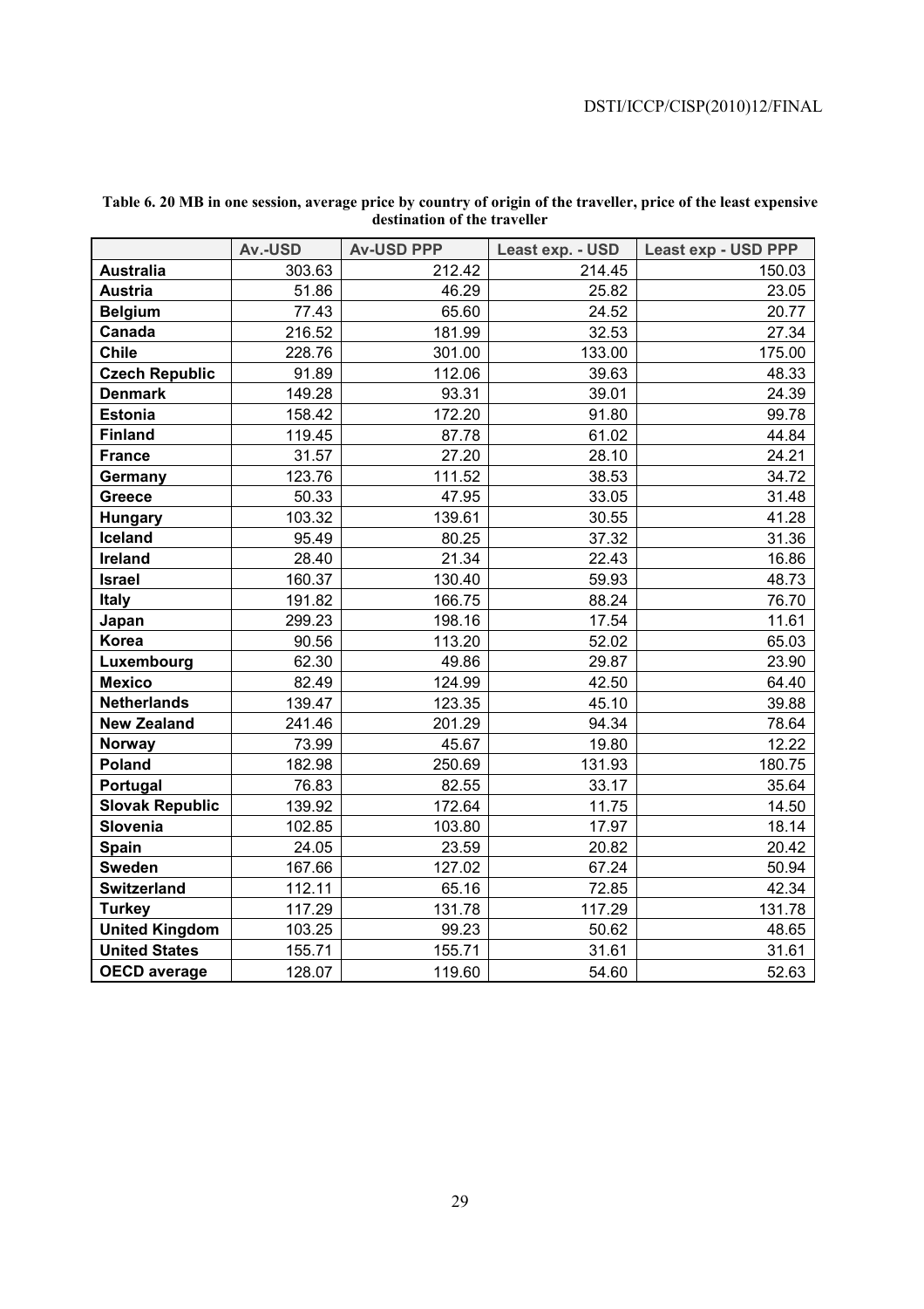**Table 6. 20 MB in one session, average price by country of origin of the traveller, price of the least expensive destination of the traveller**

| | Av.-USD | Av-USD PPP | Least exp. - USD | Least exp - USD PPP |
|---|---|---|---|---|
| **Australia** | 303.63 | 212.42 | 214.45 | 150.03 |
| **Austria** | 51.86 | 46.29 | 25.82 | 23.05 |
| **Belgium** | 77.43 | 65.60 | 24.52 | 20.77 |
| **Canada** | 216.52 | 181.99 | 32.53 | 27.34 |
| **Chile** | 228.76 | 301.00 | 133.00 | 175.00 |
| **Czech Republic** | 91.89 | 112.06 | 39.63 | 48.33 |
| **Denmark** | 149.28 | 93.31 | 39.01 | 24.39 |
| **Estonia** | 158.42 | 172.20 | 91.80 | 99.78 |
| **Finland** | 119.45 | 87.78 | 61.02 | 44.84 |
| **France** | 31.57 | 27.20 | 28.10 | 24.21 |
| **Germany** | 123.76 | 111.52 | 38.53 | 34.72 |
| **Greece** | 50.33 | 47.95 | 33.05 | 31.48 |
| **Hungary** | 103.32 | 139.61 | 30.55 | 41.28 |
| **Iceland** | 95.49 | 80.25 | 37.32 | 31.36 |
| **Ireland** | 28.40 | 21.34 | 22.43 | 16.86 |
| **Israel** | 160.37 | 130.40 | 59.93 | 48.73 |
| **Italy** | 191.82 | 166.75 | 88.24 | 76.70 |
| **Japan** | 299.23 | 198.16 | 17.54 | 11.61 |
| **Korea** | 90.56 | 113.20 | 52.02 | 65.03 |
| **Luxembourg** | 62.30 | 49.86 | 29.87 | 23.90 |
| **Mexico** | 82.49 | 124.99 | 42.50 | 64.40 |
| **Netherlands** | 139.47 | 123.35 | 45.10 | 39.88 |
| **New Zealand** | 241.46 | 201.29 | 94.34 | 78.64 |
| **Norway** | 73.99 | 45.67 | 19.80 | 12.22 |
| **Poland** | 182.98 | 250.69 | 131.93 | 180.75 |
| **Portugal** | 76.83 | 82.55 | 33.17 | 35.64 |
| **Slovak Republic** | 139.92 | 172.64 | 11.75 | 14.50 |
| **Slovenia** | 102.85 | 103.80 | 17.97 | 18.14 |
| **Spain** | 24.05 | 23.59 | 20.82 | 20.42 |
| **Sweden** | 167.66 | 127.02 | 67.24 | 50.94 |
| **Switzerland** | 112.11 | 65.16 | 72.85 | 42.34 |
| **Turkey** | 117.29 | 131.78 | 117.29 | 131.78 |
| **United Kingdom** | 103.25 | 99.23 | 50.62 | 48.65 |
| **United States** | 155.71 | 155.71 | 31.61 | 31.61 |
| **OECD average** | 128.07 | 119.60 | 54.60 | 52.63 |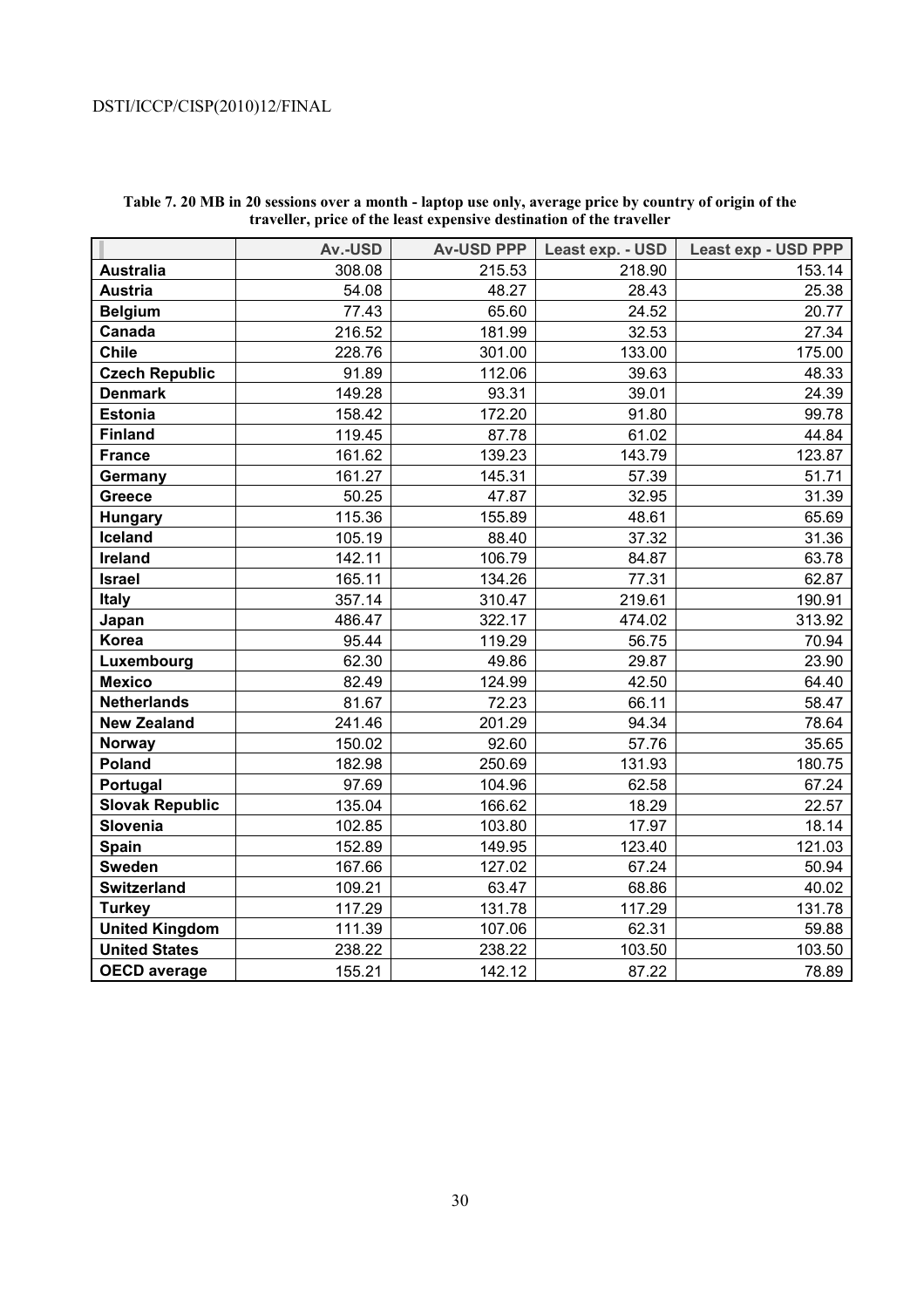**Table 7. 20 MB in 20 sessions over a month - laptop use only, average price by country of origin of the traveller, price of the least expensive destination of the traveller**

| | Av.-USD | Av-USD PPP | Least exp. - USD | Least exp - USD PPP |
|---|---|---|---|---|
| **Australia** | 308.08 | 215.53 | 218.90 | 153.14 |
| **Austria** | 54.08 | 48.27 | 28.43 | 25.38 |
| **Belgium** | 77.43 | 65.60 | 24.52 | 20.77 |
| **Canada** | 216.52 | 181.99 | 32.53 | 27.34 |
| **Chile** | 228.76 | 301.00 | 133.00 | 175.00 |
| **Czech Republic** | 91.89 | 112.06 | 39.63 | 48.33 |
| **Denmark** | 149.28 | 93.31 | 39.01 | 24.39 |
| **Estonia** | 158.42 | 172.20 | 91.80 | 99.78 |
| **Finland** | 119.45 | 87.78 | 61.02 | 44.84 |
| **France** | 161.62 | 139.23 | 143.79 | 123.87 |
| **Germany** | 161.27 | 145.31 | 57.39 | 51.71 |
| **Greece** | 50.25 | 47.87 | 32.95 | 31.39 |
| **Hungary** | 115.36 | 155.89 | 48.61 | 65.69 |
| **Iceland** | 105.19 | 88.40 | 37.32 | 31.36 |
| **Ireland** | 142.11 | 106.79 | 84.87 | 63.78 |
| **Israel** | 165.11 | 134.26 | 77.31 | 62.87 |
| **Italy** | 357.14 | 310.47 | 219.61 | 190.91 |
| **Japan** | 486.47 | 322.17 | 474.02 | 313.92 |
| **Korea** | 95.44 | 119.29 | 56.75 | 70.94 |
| **Luxembourg** | 62.30 | 49.86 | 29.87 | 23.90 |
| **Mexico** | 82.49 | 124.99 | 42.50 | 64.40 |
| **Netherlands** | 81.67 | 72.23 | 66.11 | 58.47 |
| **New Zealand** | 241.46 | 201.29 | 94.34 | 78.64 |
| **Norway** | 150.02 | 92.60 | 57.76 | 35.65 |
| **Poland** | 182.98 | 250.69 | 131.93 | 180.75 |
| **Portugal** | 97.69 | 104.96 | 62.58 | 67.24 |
| **Slovak Republic** | 135.04 | 166.62 | 18.29 | 22.57 |
| **Slovenia** | 102.85 | 103.80 | 17.97 | 18.14 |
| **Spain** | 152.89 | 149.95 | 123.40 | 121.03 |
| **Sweden** | 167.66 | 127.02 | 67.24 | 50.94 |
| **Switzerland** | 109.21 | 63.47 | 68.86 | 40.02 |
| **Turkey** | 117.29 | 131.78 | 117.29 | 131.78 |
| **United Kingdom** | 111.39 | 107.06 | 62.31 | 59.88 |
| **United States** | 238.22 | 238.22 | 103.50 | 103.50 |
| **OECD average** | 155.21 | 142.12 | 87.22 | 78.89 |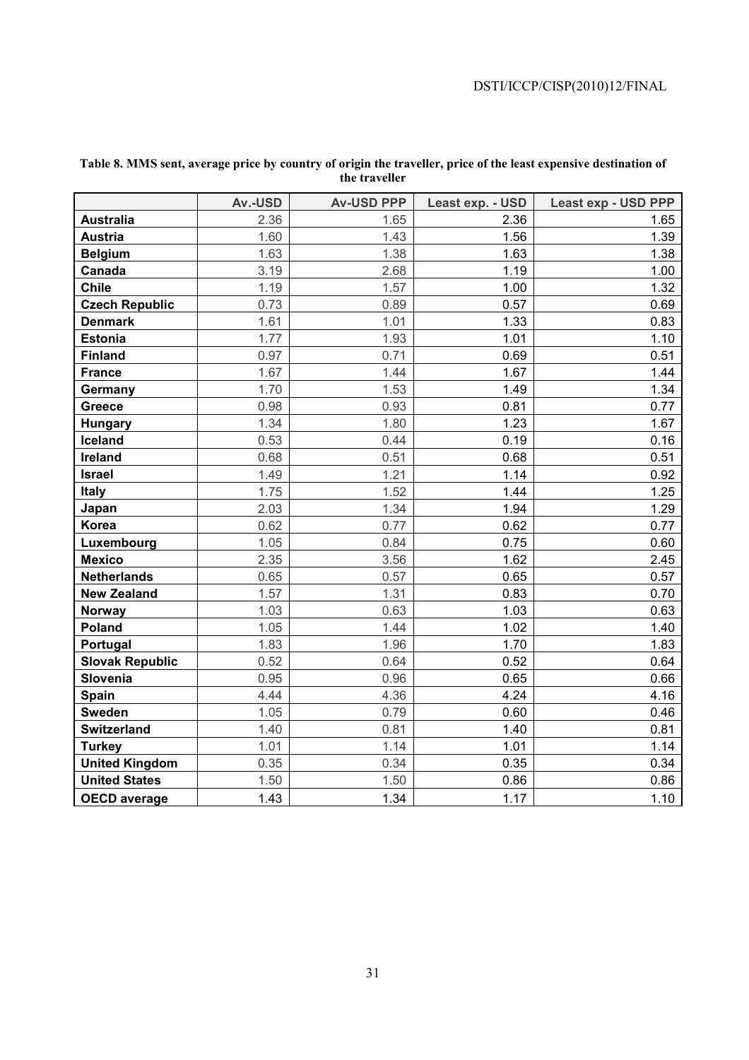**Table 8. MMS sent, average price by country of origin the traveller, price of the least expensive destination of the traveller**

| | Av.-USD | Av-USD PPP | Least exp. - USD | Least exp - USD PPP |
|---|---|---|---|---|
| **Australia** | 2.36 | 1.65 | 2.36 | 1.65 |
| **Austria** | 1.60 | 1.43 | 1.56 | 1.39 |
| **Belgium** | 1.63 | 1.38 | 1.63 | 1.38 |
| **Canada** | 3.19 | 2.68 | 1.19 | 1.00 |
| **Chile** | 1.19 | 1.57 | 1.00 | 1.32 |
| **Czech Republic** | 0.73 | 0.89 | 0.57 | 0.69 |
| **Denmark** | 1.61 | 1.01 | 1.33 | 0.83 |
| **Estonia** | 1.77 | 1.93 | 1.01 | 1.10 |
| **Finland** | 0.97 | 0.71 | 0.69 | 0.51 |
| **France** | 1.67 | 1.44 | 1.67 | 1.44 |
| **Germany** | 1.70 | 1.53 | 1.49 | 1.34 |
| **Greece** | 0.98 | 0.93 | 0.81 | 0.77 |
| **Hungary** | 1.34 | 1.80 | 1.23 | 1.67 |
| **Iceland** | 0.53 | 0.44 | 0.19 | 0.16 |
| **Ireland** | 0.68 | 0.51 | 0.68 | 0.51 |
| **Israel** | 1.49 | 1.21 | 1.14 | 0.92 |
| **Italy** | 1.75 | 1.52 | 1.44 | 1.25 |
| **Japan** | 2.03 | 1.34 | 1.94 | 1.29 |
| **Korea** | 0.62 | 0.77 | 0.62 | 0.77 |
| **Luxembourg** | 1.05 | 0.84 | 0.75 | 0.60 |
| **Mexico** | 2.35 | 3.56 | 1.62 | 2.45 |
| **Netherlands** | 0.65 | 0.57 | 0.65 | 0.57 |
| **New Zealand** | 1.57 | 1.31 | 0.83 | 0.70 |
| **Norway** | 1.03 | 0.63 | 1.03 | 0.63 |
| **Poland** | 1.05 | 1.44 | 1.02 | 1.40 |
| **Portugal** | 1.83 | 1.96 | 1.70 | 1.83 |
| **Slovak Republic** | 0.52 | 0.64 | 0.52 | 0.64 |
| **Slovenia** | 0.95 | 0.96 | 0.65 | 0.66 |
| **Spain** | 4.44 | 4.36 | 4.24 | 4.16 |
| **Sweden** | 1.05 | 0.79 | 0.60 | 0.46 |
| **Switzerland** | 1.40 | 0.81 | 1.40 | 0.81 |
| **Turkey** | 1.01 | 1.14 | 1.01 | 1.14 |
| **United Kingdom** | 0.35 | 0.34 | 0.35 | 0.34 |
| **United States** | 1.50 | 1.50 | 0.86 | 0.86 |
| **OECD average** | 1.43 | 1.34 | 1.17 | 1.10 |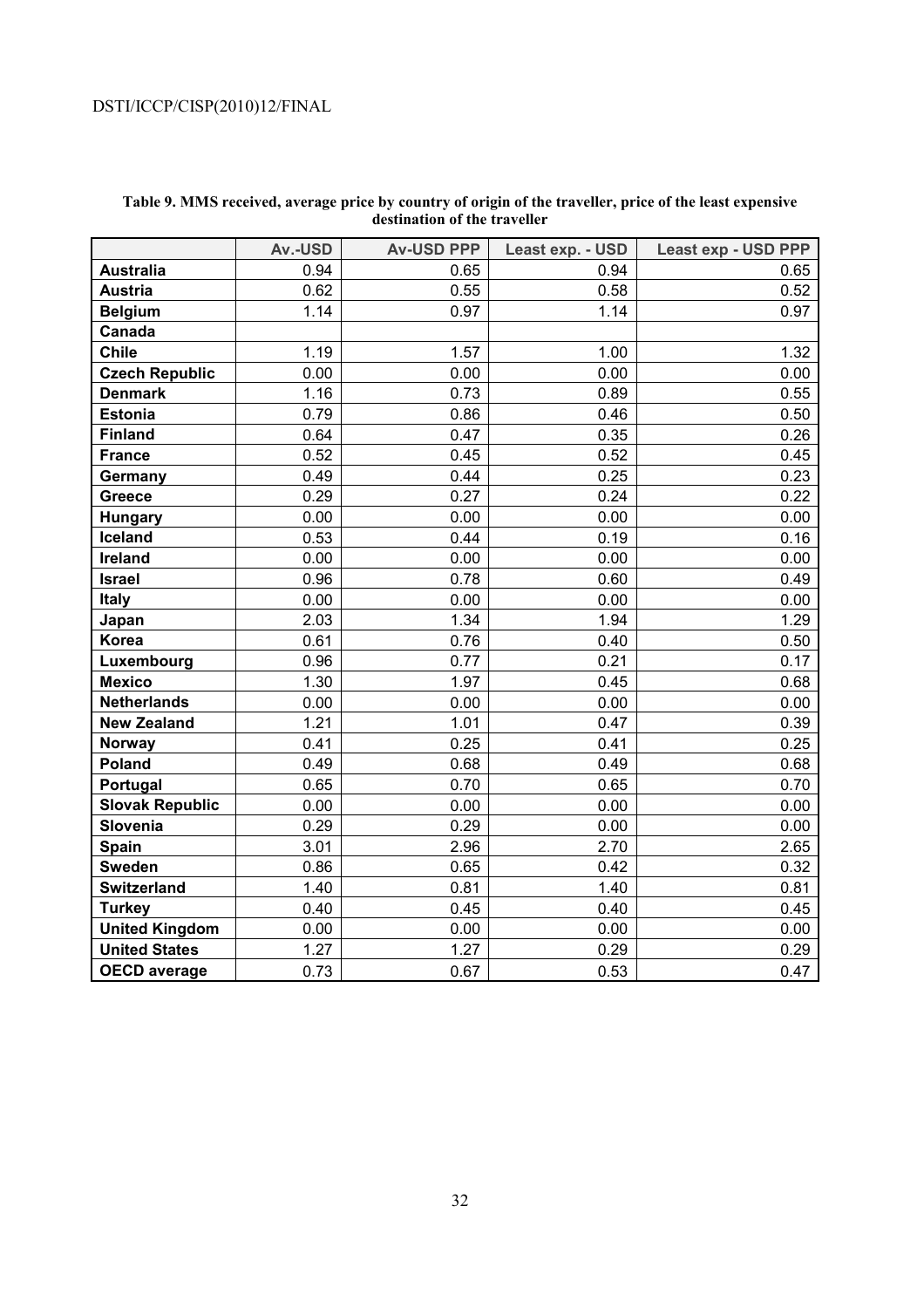**Table 9. MMS received, average price by country of origin of the traveller, price of the least expensive destination of the traveller**

| | Av.-USD | Av-USD PPP | Least exp. - USD | Least exp - USD PPP |
|---|---|---|---|---|
| **Australia** | 0.94 | 0.65 | 0.94 | 0.65 |
| **Austria** | 0.62 | 0.55 | 0.58 | 0.52 |
| **Belgium** | 1.14 | 0.97 | 1.14 | 0.97 |
| **Canada** | | | | |
| **Chile** | 1.19 | 1.57 | 1.00 | 1.32 |
| **Czech Republic** | 0.00 | 0.00 | 0.00 | 0.00 |
| **Denmark** | 1.16 | 0.73 | 0.89 | 0.55 |
| **Estonia** | 0.79 | 0.86 | 0.46 | 0.50 |
| **Finland** | 0.64 | 0.47 | 0.35 | 0.26 |
| **France** | 0.52 | 0.45 | 0.52 | 0.45 |
| **Germany** | 0.49 | 0.44 | 0.25 | 0.23 |
| **Greece** | 0.29 | 0.27 | 0.24 | 0.22 |
| **Hungary** | 0.00 | 0.00 | 0.00 | 0.00 |
| **Iceland** | 0.53 | 0.44 | 0.19 | 0.16 |
| **Ireland** | 0.00 | 0.00 | 0.00 | 0.00 |
| **Israel** | 0.96 | 0.78 | 0.60 | 0.49 |
| **Italy** | 0.00 | 0.00 | 0.00 | 0.00 |
| **Japan** | 2.03 | 1.34 | 1.94 | 1.29 |
| **Korea** | 0.61 | 0.76 | 0.40 | 0.50 |
| **Luxembourg** | 0.96 | 0.77 | 0.21 | 0.17 |
| **Mexico** | 1.30 | 1.97 | 0.45 | 0.68 |
| **Netherlands** | 0.00 | 0.00 | 0.00 | 0.00 |
| **New Zealand** | 1.21 | 1.01 | 0.47 | 0.39 |
| **Norway** | 0.41 | 0.25 | 0.41 | 0.25 |
| **Poland** | 0.49 | 0.68 | 0.49 | 0.68 |
| **Portugal** | 0.65 | 0.70 | 0.65 | 0.70 |
| **Slovak Republic** | 0.00 | 0.00 | 0.00 | 0.00 |
| **Slovenia** | 0.29 | 0.29 | 0.00 | 0.00 |
| **Spain** | 3.01 | 2.96 | 2.70 | 2.65 |
| **Sweden** | 0.86 | 0.65 | 0.42 | 0.32 |
| **Switzerland** | 1.40 | 0.81 | 1.40 | 0.81 |
| **Turkey** | 0.40 | 0.45 | 0.40 | 0.45 |
| **United Kingdom** | 0.00 | 0.00 | 0.00 | 0.00 |
| **United States** | 1.27 | 1.27 | 0.29 | 0.29 |
| **OECD average** | 0.73 | 0.67 | 0.53 | 0.47 |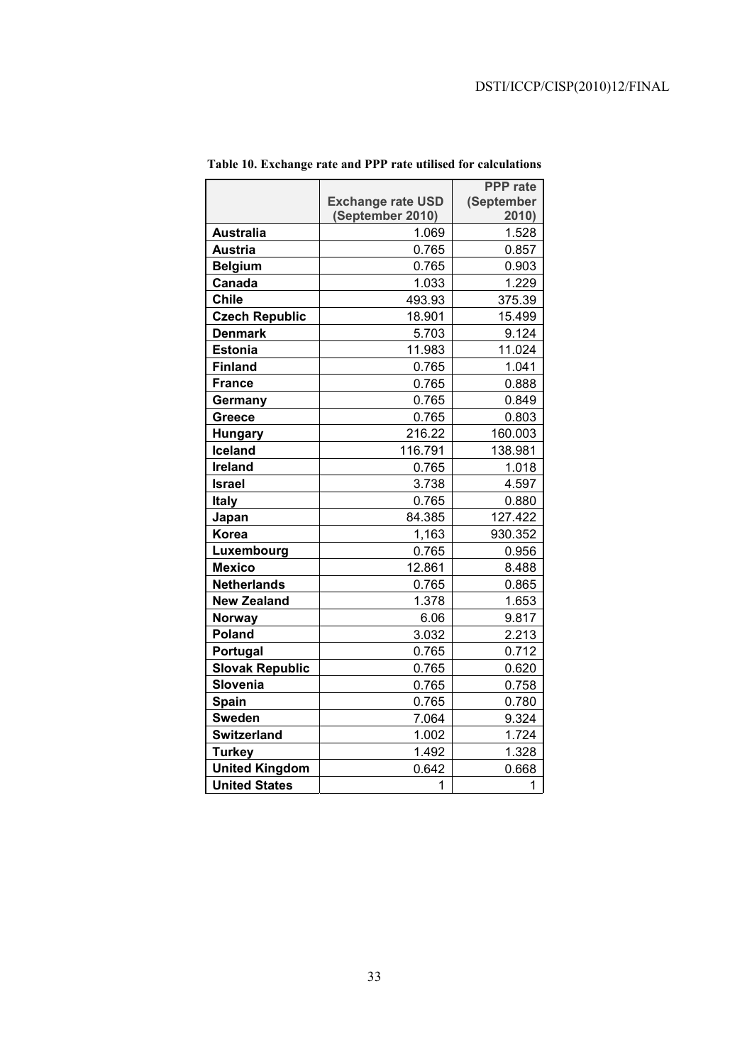**Table 10. Exchange rate and PPP rate utilised for calculations**

| | Exchange rate USD (September 2010) | PPP rate (September 2010) |
|---|---|---|
| **Australia** | 1.069 | 1.528 |
| **Austria** | 0.765 | 0.857 |
| **Belgium** | 0.765 | 0.903 |
| **Canada** | 1.033 | 1.229 |
| **Chile** | 493.93 | 375.39 |
| **Czech Republic** | 18.901 | 15.499 |
| **Denmark** | 5.703 | 9.124 |
| **Estonia** | 11.983 | 11.024 |
| **Finland** | 0.765 | 1.041 |
| **France** | 0.765 | 0.888 |
| **Germany** | 0.765 | 0.849 |
| **Greece** | 0.765 | 0.803 |
| **Hungary** | 216.22 | 160.003 |
| **Iceland** | 116.791 | 138.981 |
| **Ireland** | 0.765 | 1.018 |
| **Israel** | 3.738 | 4.597 |
| **Italy** | 0.765 | 0.880 |
| **Japan** | 84.385 | 127.422 |
| **Korea** | 1,163 | 930.352 |
| **Luxembourg** | 0.765 | 0.956 |
| **Mexico** | 12.861 | 8.488 |
| **Netherlands** | 0.765 | 0.865 |
| **New Zealand** | 1.378 | 1.653 |
| **Norway** | 6.06 | 9.817 |
| **Poland** | 3.032 | 2.213 |
| **Portugal** | 0.765 | 0.712 |
| **Slovak Republic** | 0.765 | 0.620 |
| **Slovenia** | 0.765 | 0.758 |
| **Spain** | 0.765 | 0.780 |
| **Sweden** | 7.064 | 9.324 |
| **Switzerland** | 1.002 | 1.724 |
| **Turkey** | 1.492 | 1.328 |
| **United Kingdom** | 0.642 | 0.668 |
| **United States** | 1 | 1 |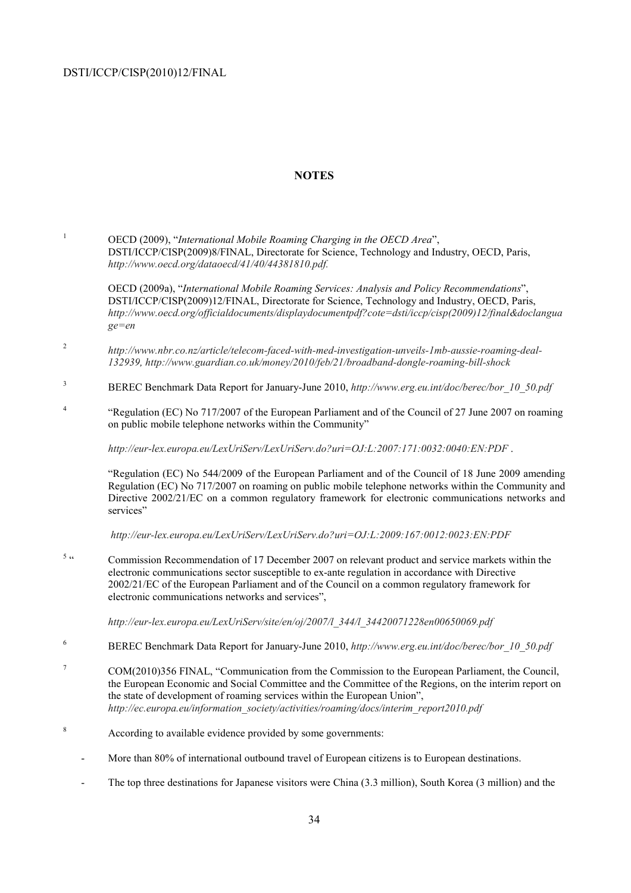## NOTES

[1] OECD (2009), "*International Mobile Roaming Charging in the OECD Area*", DSTI/ICCP/CISP(2009)8/FINAL, Directorate for Science, Technology and Industry, OECD, Paris, *http://www.oecd.org/dataoecd/41/40/44381810.pdf.*

OECD (2009a), "*International Mobile Roaming Services: Analysis and Policy Recommendations*", DSTI/ICCP/CISP(2009)12/FINAL, Directorate for Science, Technology and Industry, OECD, Paris, *http://www.oecd.org/officialdocuments/displaydocumentpdf?cote=dsti/iccp/cisp(2009)12/final&doclanguage=en*

[2] *http://www.nbr.co.nz/article/telecom-faced-with-med-investigation-unveils-1mb-aussie-roaming-deal-132939, http://www.guardian.co.uk/money/2010/feb/21/broadband-dongle-roaming-bill-shock*

[3] BEREC Benchmark Data Report for January-June 2010, *http://www.erg.eu.int/doc/berec/bor_10_50.pdf*

[4] "Regulation (EC) No 717/2007 of the European Parliament and of the Council of 27 June 2007 on roaming on public mobile telephone networks within the Community"

*http://eur-lex.europa.eu/LexUriServ/LexUriServ.do?uri=OJ:L:2007:171:0032:0040:EN:PDF* .

"Regulation (EC) No 544/2009 of the European Parliament and of the Council of 18 June 2009 amending Regulation (EC) No 717/2007 on roaming on public mobile telephone networks within the Community and Directive 2002/21/EC on a common regulatory framework for electronic communications networks and services"

*http://eur-lex.europa.eu/LexUriServ/LexUriServ.do?uri=OJ:L:2009:167:0012:0023:EN:PDF*

[5] "Commission Recommendation of 17 December 2007 on relevant product and service markets within the electronic communications sector susceptible to ex-ante regulation in accordance with Directive 2002/21/EC of the European Parliament and of the Council on a common regulatory framework for electronic communications networks and services",

*http://eur-lex.europa.eu/LexUriServ/site/en/oj/2007/l_344/l_34420071228en00650069.pdf*

[6] BEREC Benchmark Data Report for January-June 2010, *http://www.erg.eu.int/doc/berec/bor_10_50.pdf*

[7] COM(2010)356 FINAL, "Communication from the Commission to the European Parliament, the Council, the European Economic and Social Committee and the Committee of the Regions, on the interim report on the state of development of roaming services within the European Union", *http://ec.europa.eu/information_society/activities/roaming/docs/interim_report2010.pdf*

[8] According to available evidence provided by some governments:

- More than 80% of international outbound travel of European citizens is to European destinations.
- The top three destinations for Japanese visitors were China (3.3 million), South Korea (3 million) and the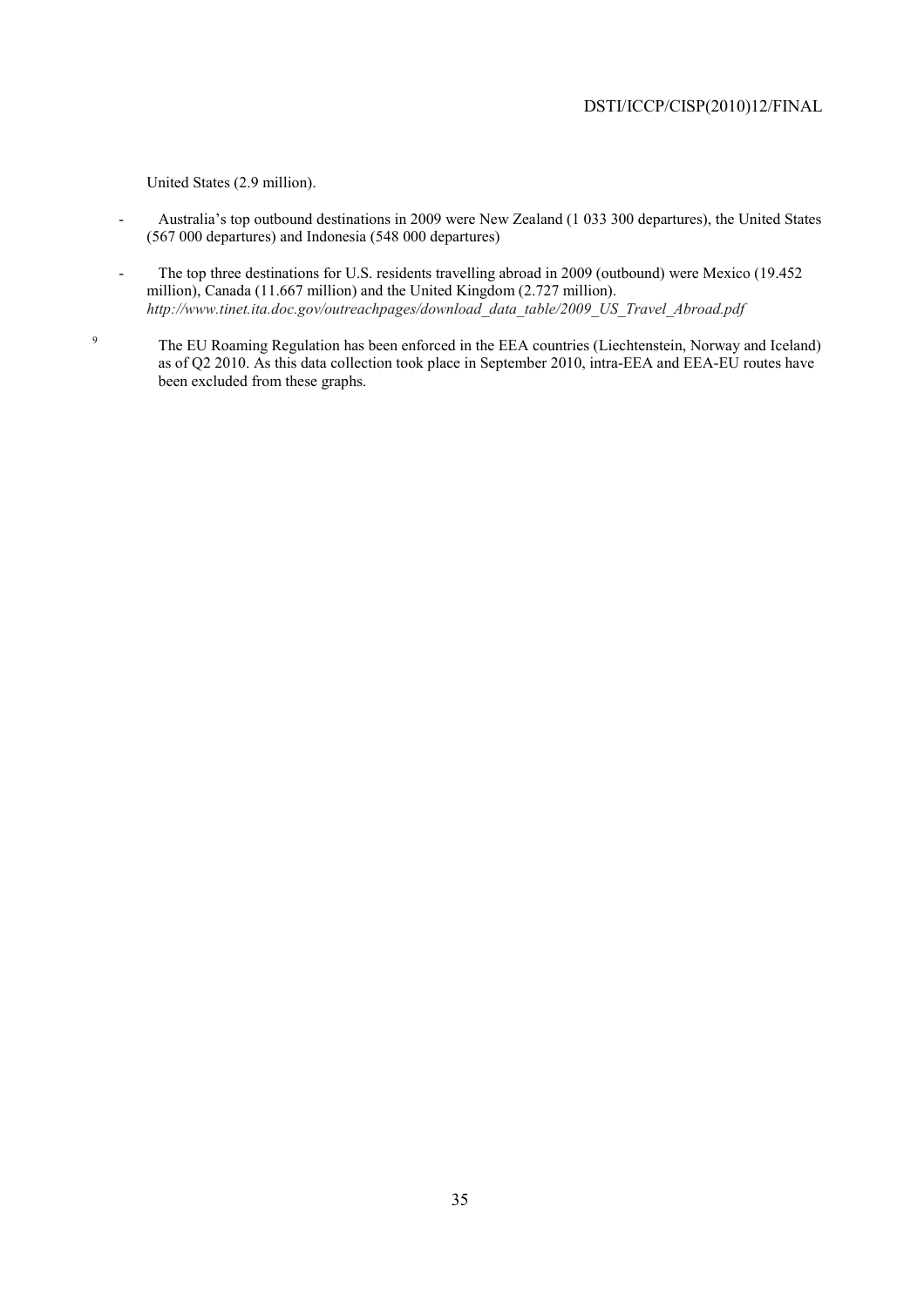United States (2.9 million).

- Australia's top outbound destinations in 2009 were New Zealand (1 033 300 departures), the United States (567 000 departures) and Indonesia (548 000 departures)

- The top three destinations for U.S. residents travelling abroad in 2009 (outbound) were Mexico (19.452 million), Canada (11.667 million) and the United Kingdom (2.727 million). *http://www.tinet.ita.doc.gov/outreachpages/download_data_table/2009_US_Travel_Abroad.pdf*

[9] The EU Roaming Regulation has been enforced in the EEA countries (Liechtenstein, Norway and Iceland) as of Q2 2010. As this data collection took place in September 2010, intra-EEA and EEA-EU routes have been excluded from these graphs.